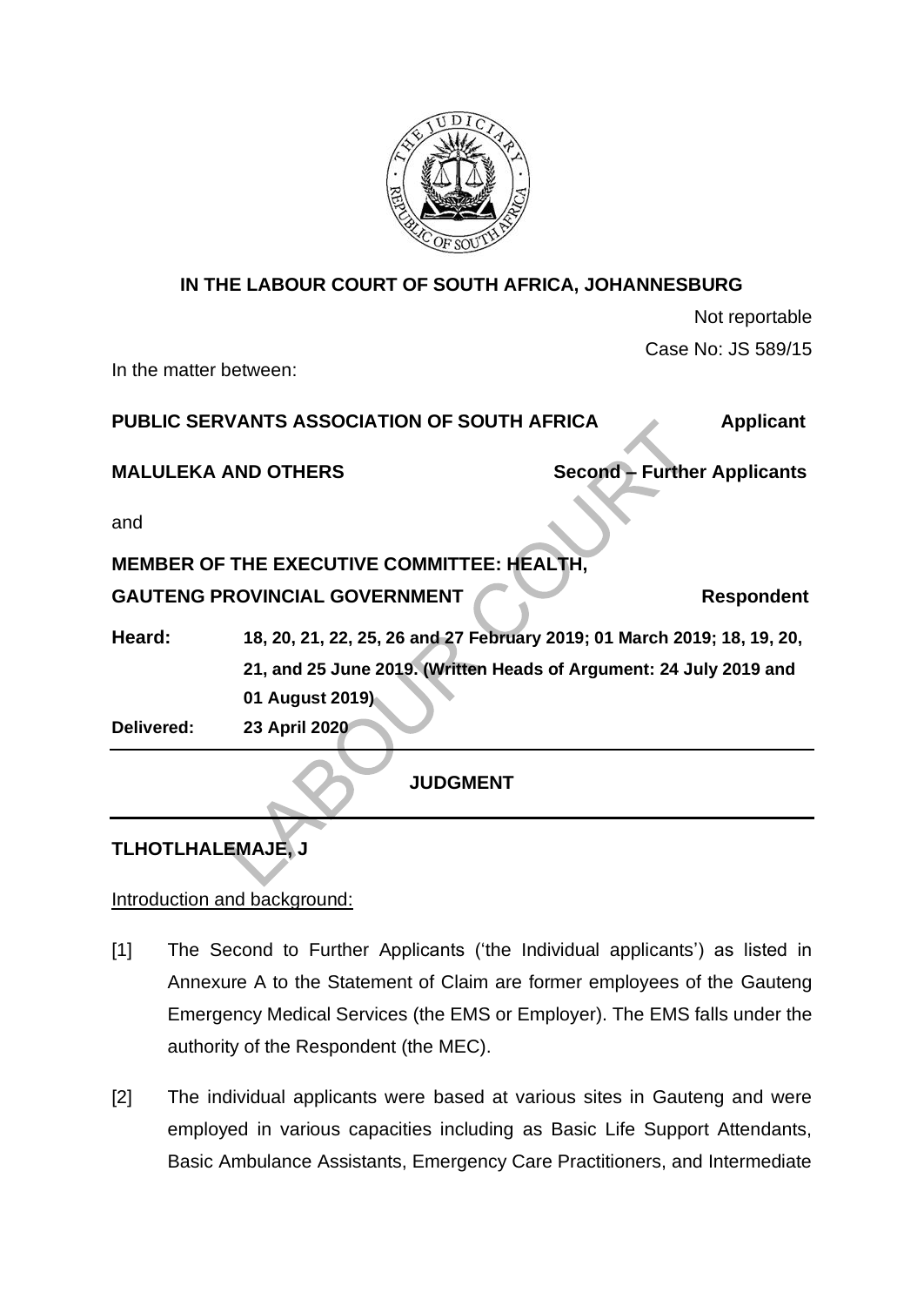**IN THE LABOUR COURT OF SOUTH AFRICA, JOHANNESBURG**

Not reportable

Case No: JS 589/15

In the matter between:

**PUBLIC SERVANTS ASSOCIATION OF SOUTH AFRICA** **Applicant**

**MALULEKA AND OTHERS** **Second – Further Applicants**

and

**MEMBER OF THE EXECUTIVE COMMITTEE: HEALTH, GAUTENG PROVINCIAL GOVERNMENT** **Respondent**

**Heard:** **18, 20, 21, 22, 25, 26 and 27 February 2019; 01 March 2019; 18, 19, 20, 21, and 25 June 2019. (Written Heads of Argument: 24 July 2019 and 01 August 2019)**

**Delivered:** **23 April 2020**

---

**JUDGMENT**

---

**TLHOTLHALEMAJE, J**

Introduction and background:

[1] The Second to Further Applicants ('the Individual applicants') as listed in Annexure A to the Statement of Claim are former employees of the Gauteng Emergency Medical Services (the EMS or Employer). The EMS falls under the authority of the Respondent (the MEC).

[2] The individual applicants were based at various sites in Gauteng and were employed in various capacities including as Basic Life Support Attendants, Basic Ambulance Assistants, Emergency Care Practitioners, and Intermediate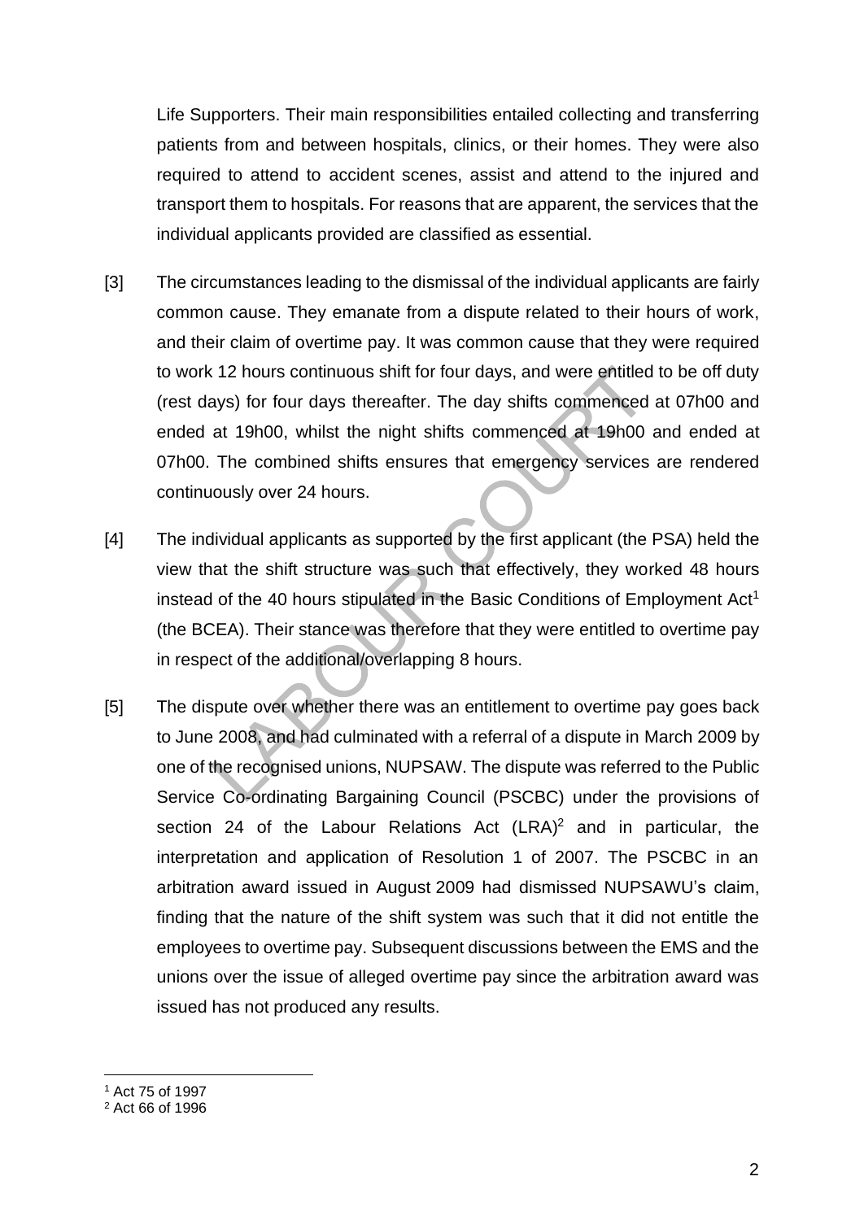Life Supporters. Their main responsibilities entailed collecting and transferring patients from and between hospitals, clinics, or their homes. They were also required to attend to accident scenes, assist and attend to the injured and transport them to hospitals. For reasons that are apparent, the services that the individual applicants provided are classified as essential.

[3] The circumstances leading to the dismissal of the individual applicants are fairly common cause. They emanate from a dispute related to their hours of work, and their claim of overtime pay. It was common cause that they were required to work 12 hours continuous shift for four days, and were entitled to be off duty (rest days) for four days thereafter. The day shifts commenced at 07h00 and ended at 19h00, whilst the night shifts commenced at 19h00 and ended at 07h00. The combined shifts ensures that emergency services are rendered continuously over 24 hours.

[4] The individual applicants as supported by the first applicant (the PSA) held the view that the shift structure was such that effectively, they worked 48 hours instead of the 40 hours stipulated in the Basic Conditions of Employment Act[1] (the BCEA). Their stance was therefore that they were entitled to overtime pay in respect of the additional/overlapping 8 hours.

[5] The dispute over whether there was an entitlement to overtime pay goes back to June 2008, and had culminated with a referral of a dispute in March 2009 by one of the recognised unions, NUPSAW. The dispute was referred to the Public Service Co-ordinating Bargaining Council (PSCBC) under the provisions of section 24 of the Labour Relations Act (LRA)[2] and in particular, the interpretation and application of Resolution 1 of 2007. The PSCBC in an arbitration award issued in August 2009 had dismissed NUPSAWU's claim, finding that the nature of the shift system was such that it did not entitle the employees to overtime pay. Subsequent discussions between the EMS and the unions over the issue of alleged overtime pay since the arbitration award was issued has not produced any results.

---

[1] Act 75 of 1997

[2] Act 66 of 1996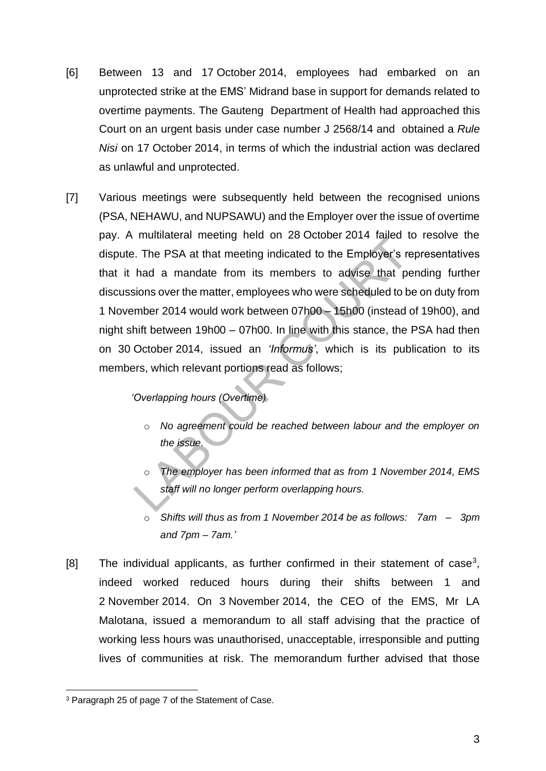[6] Between 13 and 17 October 2014, employees had embarked on an unprotected strike at the EMS' Midrand base in support for demands related to overtime payments. The Gauteng Department of Health had approached this Court on an urgent basis under case number J 2568/14 and obtained a *Rule Nisi* on 17 October 2014, in terms of which the industrial action was declared as unlawful and unprotected.

[7] Various meetings were subsequently held between the recognised unions (PSA, NEHAWU, and NUPSAWU) and the Employer over the issue of overtime pay. A multilateral meeting held on 28 October 2014 failed to resolve the dispute. The PSA at that meeting indicated to the Employer's representatives that it had a mandate from its members to advise that pending further discussions over the matter, employees who were scheduled to be on duty from 1 November 2014 would work between 07h00 – 15h00 (instead of 19h00), and night shift between 19h00 – 07h00. In line with this stance, the PSA had then on 30 October 2014, issued an *'Informus'*, which is its publication to its members, which relevant portions read as follows;

> *'Overlapping hours (Overtime)*
>
> - *No agreement could be reached between labour and the employer on the issue.*
> - *The employer has been informed that as from 1 November 2014, EMS staff will no longer perform overlapping hours.*
> - *Shifts will thus as from 1 November 2014 be as follows: 7am – 3pm and 7pm – 7am.'*

[8] The individual applicants, as further confirmed in their statement of case[3], indeed worked reduced hours during their shifts between 1 and 2 November 2014. On 3 November 2014, the CEO of the EMS, Mr LA Malotana, issued a memorandum to all staff advising that the practice of working less hours was unauthorised, unacceptable, irresponsible and putting lives of communities at risk. The memorandum further advised that those

---

[3] Paragraph 25 of page 7 of the Statement of Case.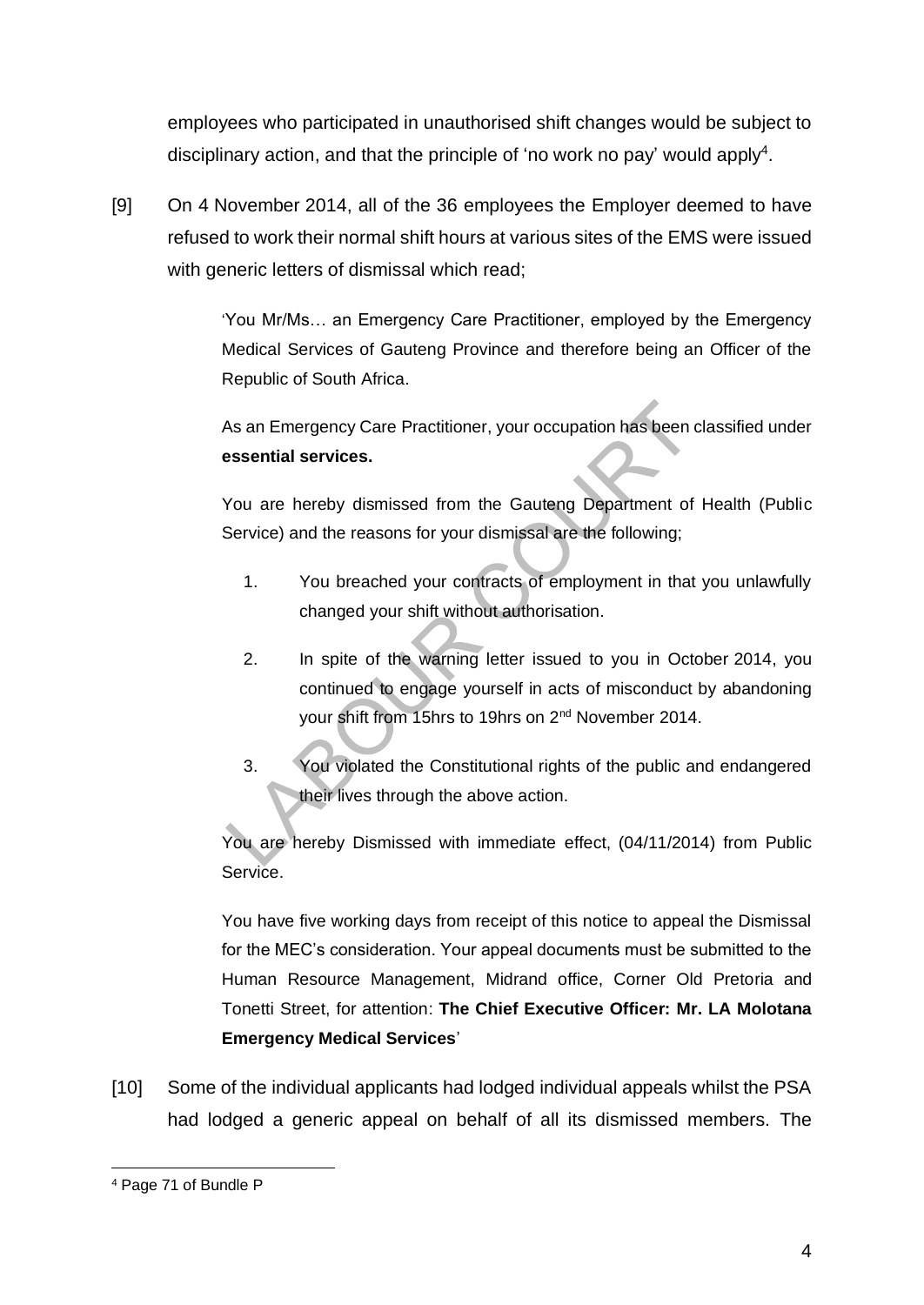employees who participated in unauthorised shift changes would be subject to disciplinary action, and that the principle of 'no work no pay' would apply[4].

[9] On 4 November 2014, all of the 36 employees the Employer deemed to have refused to work their normal shift hours at various sites of the EMS were issued with generic letters of dismissal which read;

> 'You Mr/Ms… an Emergency Care Practitioner, employed by the Emergency Medical Services of Gauteng Province and therefore being an Officer of the Republic of South Africa.
>
> As an Emergency Care Practitioner, your occupation has been classified under **essential services.**
>
> You are hereby dismissed from the Gauteng Department of Health (Public Service) and the reasons for your dismissal are the following;
>
> 1. You breached your contracts of employment in that you unlawfully changed your shift without authorisation.
> 2. In spite of the warning letter issued to you in October 2014, you continued to engage yourself in acts of misconduct by abandoning your shift from 15hrs to 19hrs on 2nd November 2014.
> 3. You violated the Constitutional rights of the public and endangered their lives through the above action.
>
> You are hereby Dismissed with immediate effect, (04/11/2014) from Public Service.
>
> You have five working days from receipt of this notice to appeal the Dismissal for the MEC's consideration. Your appeal documents must be submitted to the Human Resource Management, Midrand office, Corner Old Pretoria and Tonetti Street, for attention: **The Chief Executive Officer: Mr. LA Molotana Emergency Medical Services**'

[10] Some of the individual applicants had lodged individual appeals whilst the PSA had lodged a generic appeal on behalf of all its dismissed members. The

---

[4] Page 71 of Bundle P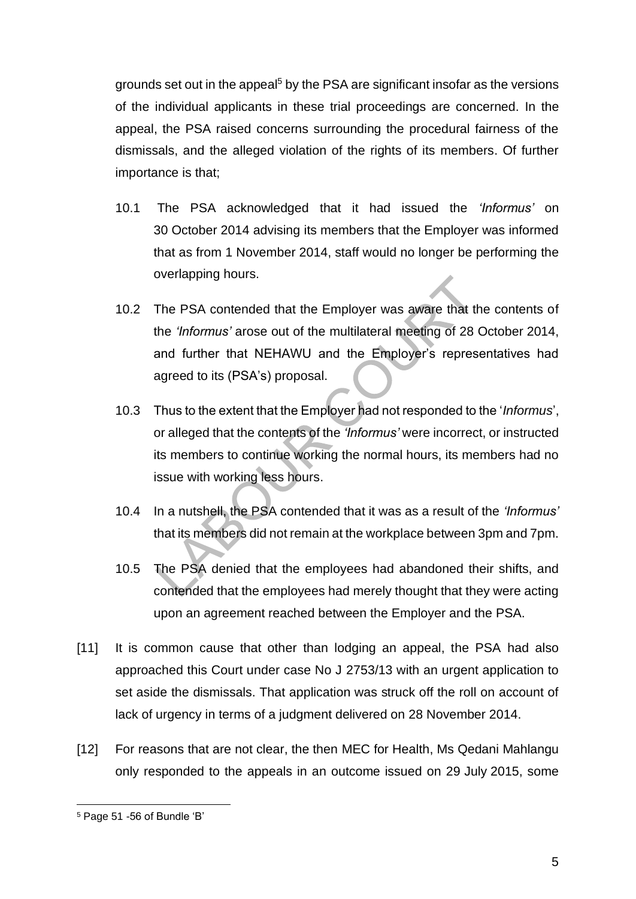grounds set out in the appeal[5] by the PSA are significant insofar as the versions of the individual applicants in these trial proceedings are concerned. In the appeal, the PSA raised concerns surrounding the procedural fairness of the dismissals, and the alleged violation of the rights of its members. Of further importance is that;

10.1 The PSA acknowledged that it had issued the *'Informus'* on 30 October 2014 advising its members that the Employer was informed that as from 1 November 2014, staff would no longer be performing the overlapping hours.

10.2 The PSA contended that the Employer was aware that the contents of the *'Informus'* arose out of the multilateral meeting of 28 October 2014, and further that NEHAWU and the Employer's representatives had agreed to its (PSA's) proposal.

10.3 Thus to the extent that the Employer had not responded to the '*Informus*', or alleged that the contents of the *'Informus'* were incorrect, or instructed its members to continue working the normal hours, its members had no issue with working less hours.

10.4 In a nutshell, the PSA contended that it was as a result of the *'Informus'* that its members did not remain at the workplace between 3pm and 7pm.

10.5 The PSA denied that the employees had abandoned their shifts, and contended that the employees had merely thought that they were acting upon an agreement reached between the Employer and the PSA.

[11] It is common cause that other than lodging an appeal, the PSA had also approached this Court under case No J 2753/13 with an urgent application to set aside the dismissals. That application was struck off the roll on account of lack of urgency in terms of a judgment delivered on 28 November 2014.

[12] For reasons that are not clear, the then MEC for Health, Ms Qedani Mahlangu only responded to the appeals in an outcome issued on 29 July 2015, some

[5] Page 51 -56 of Bundle 'B'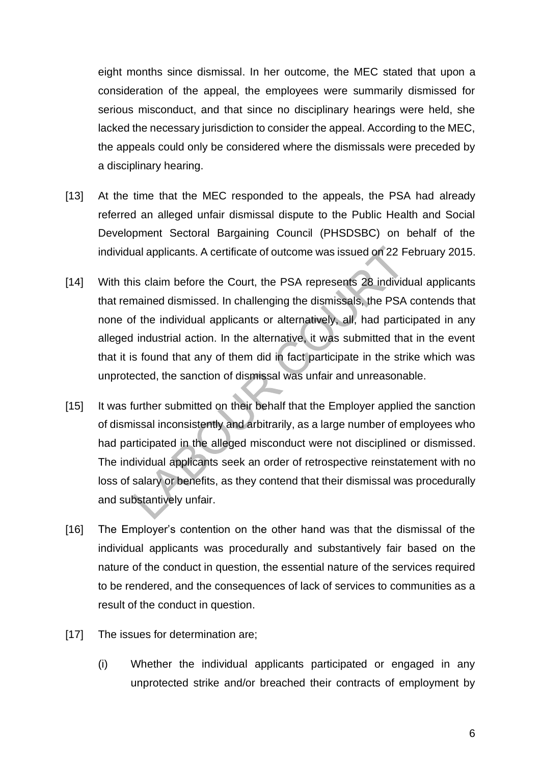eight months since dismissal. In her outcome, the MEC stated that upon a consideration of the appeal, the employees were summarily dismissed for serious misconduct, and that since no disciplinary hearings were held, she lacked the necessary jurisdiction to consider the appeal. According to the MEC, the appeals could only be considered where the dismissals were preceded by a disciplinary hearing.

[13] At the time that the MEC responded to the appeals, the PSA had already referred an alleged unfair dismissal dispute to the Public Health and Social Development Sectoral Bargaining Council (PHSDSBC) on behalf of the individual applicants. A certificate of outcome was issued on 22 February 2015.

[14] With this claim before the Court, the PSA represents 28 individual applicants that remained dismissed. In challenging the dismissals, the PSA contends that none of the individual applicants or alternatively, all, had participated in any alleged industrial action. In the alternative, it was submitted that in the event that it is found that any of them did in fact participate in the strike which was unprotected, the sanction of dismissal was unfair and unreasonable.

[15] It was further submitted on their behalf that the Employer applied the sanction of dismissal inconsistently and arbitrarily, as a large number of employees who had participated in the alleged misconduct were not disciplined or dismissed. The individual applicants seek an order of retrospective reinstatement with no loss of salary or benefits, as they contend that their dismissal was procedurally and substantively unfair.

[16] The Employer's contention on the other hand was that the dismissal of the individual applicants was procedurally and substantively fair based on the nature of the conduct in question, the essential nature of the services required to be rendered, and the consequences of lack of services to communities as a result of the conduct in question.

[17] The issues for determination are;

(i) Whether the individual applicants participated or engaged in any unprotected strike and/or breached their contracts of employment by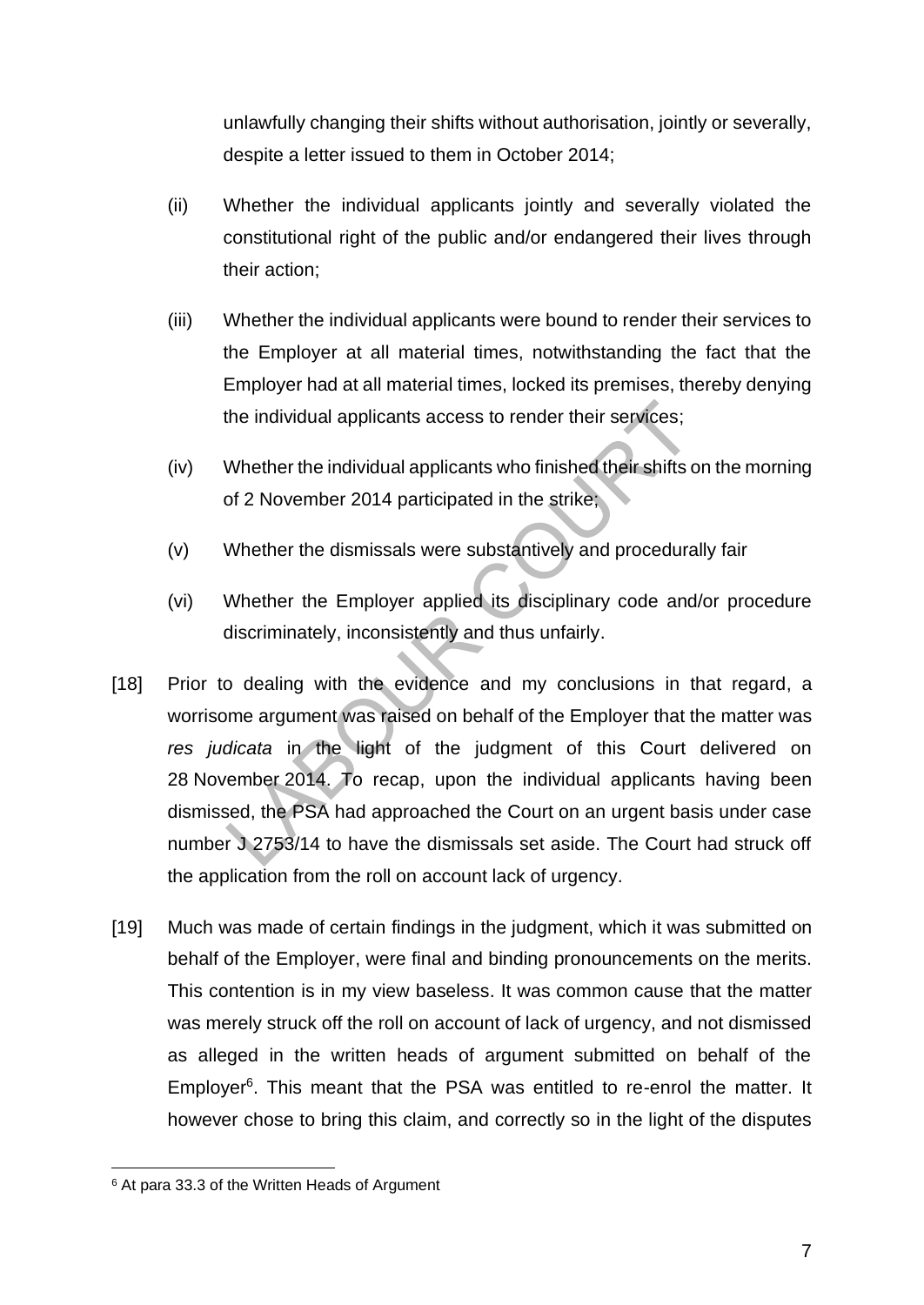unlawfully changing their shifts without authorisation, jointly or severally, despite a letter issued to them in October 2014;

(ii) Whether the individual applicants jointly and severally violated the constitutional right of the public and/or endangered their lives through their action;

(iii) Whether the individual applicants were bound to render their services to the Employer at all material times, notwithstanding the fact that the Employer had at all material times, locked its premises, thereby denying the individual applicants access to render their services;

(iv) Whether the individual applicants who finished their shifts on the morning of 2 November 2014 participated in the strike;

(v) Whether the dismissals were substantively and procedurally fair

(vi) Whether the Employer applied its disciplinary code and/or procedure discriminately, inconsistently and thus unfairly.

[18] Prior to dealing with the evidence and my conclusions in that regard, a worrisome argument was raised on behalf of the Employer that the matter was *res judicata* in the light of the judgment of this Court delivered on 28 November 2014. To recap, upon the individual applicants having been dismissed, the PSA had approached the Court on an urgent basis under case number J 2753/14 to have the dismissals set aside. The Court had struck off the application from the roll on account lack of urgency.

[19] Much was made of certain findings in the judgment, which it was submitted on behalf of the Employer, were final and binding pronouncements on the merits. This contention is in my view baseless. It was common cause that the matter was merely struck off the roll on account of lack of urgency, and not dismissed as alleged in the written heads of argument submitted on behalf of the Employer[6]. This meant that the PSA was entitled to re-enrol the matter. It however chose to bring this claim, and correctly so in the light of the disputes

---

[6] At para 33.3 of the Written Heads of Argument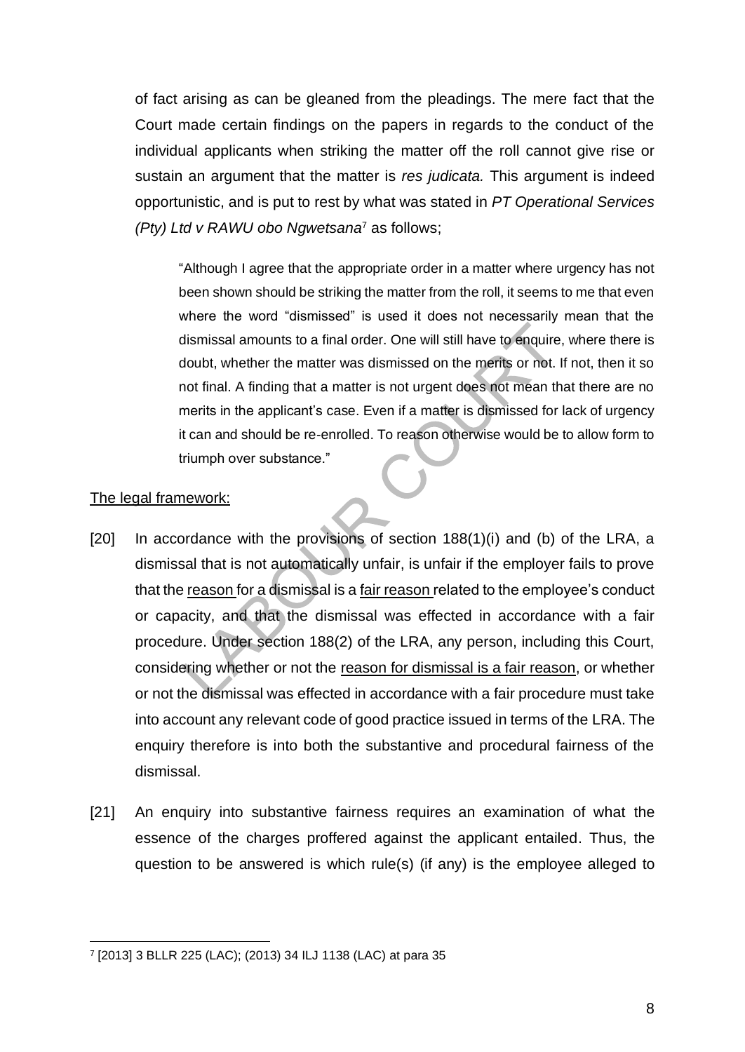of fact arising as can be gleaned from the pleadings. The mere fact that the Court made certain findings on the papers in regards to the conduct of the individual applicants when striking the matter off the roll cannot give rise or sustain an argument that the matter is *res judicata.* This argument is indeed opportunistic, and is put to rest by what was stated in *PT Operational Services (Pty) Ltd v RAWU obo Ngwetsana*[7] as follows;

> "Although I agree that the appropriate order in a matter where urgency has not been shown should be striking the matter from the roll, it seems to me that even where the word "dismissed" is used it does not necessarily mean that the dismissal amounts to a final order. One will still have to enquire, where there is doubt, whether the matter was dismissed on the merits or not. If not, then it so not final. A finding that a matter is not urgent does not mean that there are no merits in the applicant's case. Even if a matter is dismissed for lack of urgency it can and should be re-enrolled. To reason otherwise would be to allow form to triumph over substance."

The legal framework:

[20] In accordance with the provisions of section 188(1)(i) and (b) of the LRA, a dismissal that is not automatically unfair, is unfair if the employer fails to prove that the reason for a dismissal is a fair reason related to the employee's conduct or capacity, and that the dismissal was effected in accordance with a fair procedure. Under section 188(2) of the LRA, any person, including this Court, considering whether or not the reason for dismissal is a fair reason, or whether or not the dismissal was effected in accordance with a fair procedure must take into account any relevant code of good practice issued in terms of the LRA. The enquiry therefore is into both the substantive and procedural fairness of the dismissal.

[21] An enquiry into substantive fairness requires an examination of what the essence of the charges proffered against the applicant entailed. Thus, the question to be answered is which rule(s) (if any) is the employee alleged to

---

[7] [2013] 3 BLLR 225 (LAC); (2013) 34 ILJ 1138 (LAC) at para 35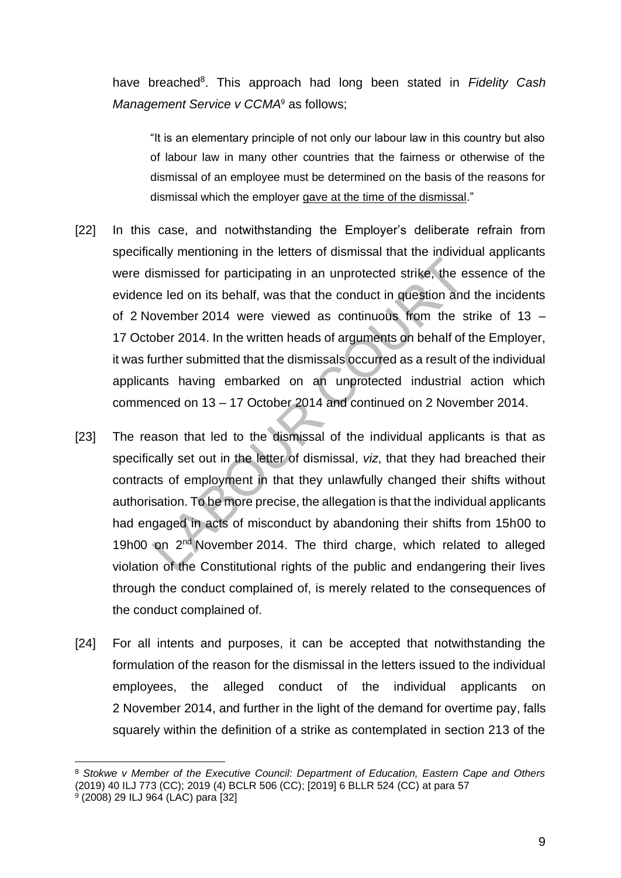have breached[8]. This approach had long been stated in *Fidelity Cash Management Service v CCMA*[9] as follows;

> "It is an elementary principle of not only our labour law in this country but also of labour law in many other countries that the fairness or otherwise of the dismissal of an employee must be determined on the basis of the reasons for dismissal which the employer <u>gave at the time of the dismissal</u>."

[22] In this case, and notwithstanding the Employer's deliberate refrain from specifically mentioning in the letters of dismissal that the individual applicants were dismissed for participating in an unprotected strike, the essence of the evidence led on its behalf, was that the conduct in question and the incidents of 2 November 2014 were viewed as continuous from the strike of 13 – 17 October 2014. In the written heads of arguments on behalf of the Employer, it was further submitted that the dismissals occurred as a result of the individual applicants having embarked on an unprotected industrial action which commenced on 13 – 17 October 2014 and continued on 2 November 2014.

[23] The reason that led to the dismissal of the individual applicants is that as specifically set out in the letter of dismissal, *viz*, that they had breached their contracts of employment in that they unlawfully changed their shifts without authorisation. To be more precise, the allegation is that the individual applicants had engaged in acts of misconduct by abandoning their shifts from 15h00 to 19h00 on 2nd November 2014. The third charge, which related to alleged violation of the Constitutional rights of the public and endangering their lives through the conduct complained of, is merely related to the consequences of the conduct complained of.

[24] For all intents and purposes, it can be accepted that notwithstanding the formulation of the reason for the dismissal in the letters issued to the individual employees, the alleged conduct of the individual applicants on 2 November 2014, and further in the light of the demand for overtime pay, falls squarely within the definition of a strike as contemplated in section 213 of the

---

[8] *Stokwe v Member of the Executive Council: Department of Education, Eastern Cape and Others* (2019) 40 ILJ 773 (CC); 2019 (4) BCLR 506 (CC); [2019] 6 BLLR 524 (CC) at para 57

[9] (2008) 29 ILJ 964 (LAC) para [32]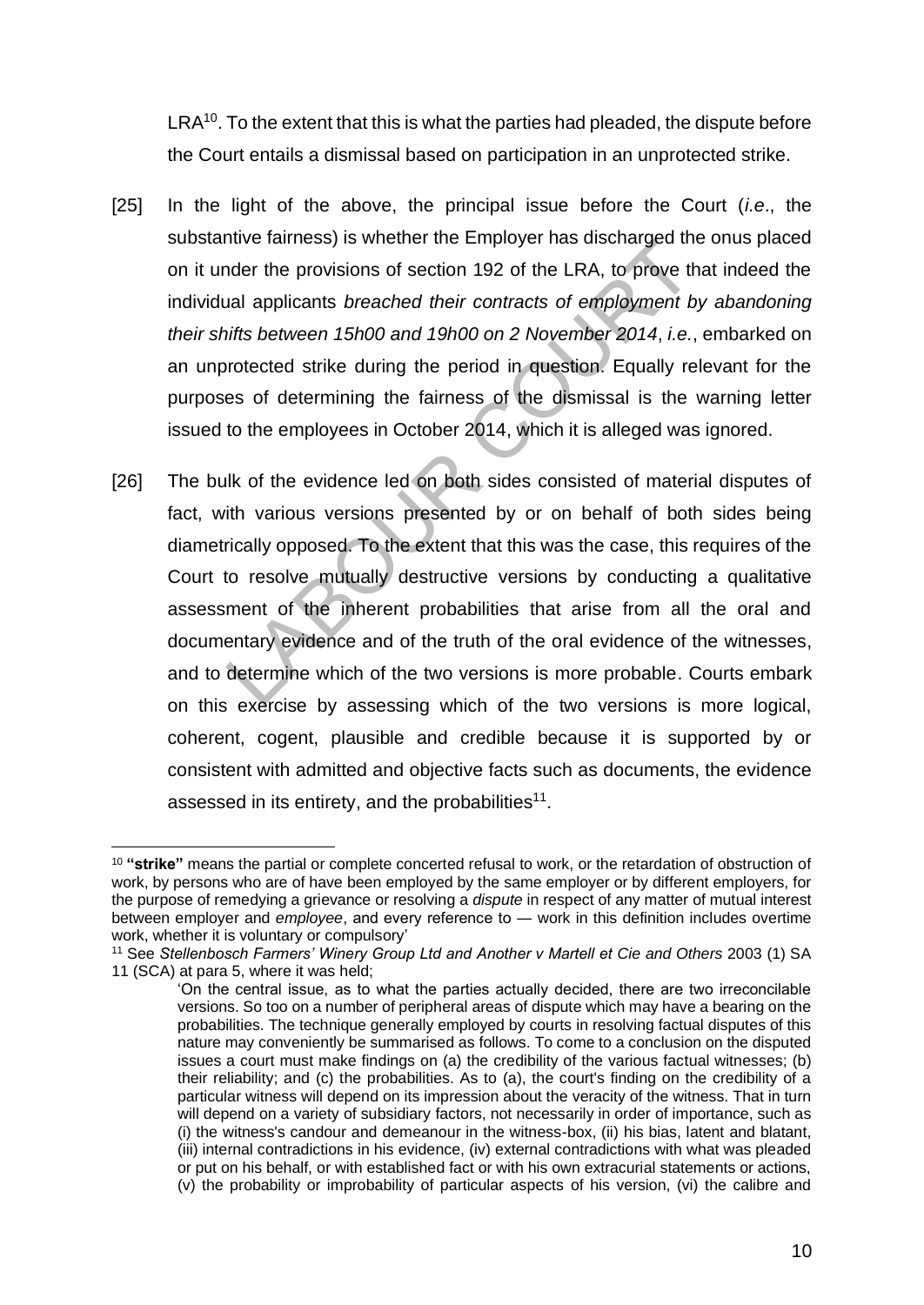LRA[10]. To the extent that this is what the parties had pleaded, the dispute before the Court entails a dismissal based on participation in an unprotected strike.

[25] In the light of the above, the principal issue before the Court (*i.e*., the substantive fairness) is whether the Employer has discharged the onus placed on it under the provisions of section 192 of the LRA, to prove that indeed the individual applicants *breached their contracts of employment by abandoning their shifts between 15h00 and 19h00 on 2 November 2014*, *i.e.*, embarked on an unprotected strike during the period in question. Equally relevant for the purposes of determining the fairness of the dismissal is the warning letter issued to the employees in October 2014, which it is alleged was ignored.

[26] The bulk of the evidence led on both sides consisted of material disputes of fact, with various versions presented by or on behalf of both sides being diametrically opposed. To the extent that this was the case, this requires of the Court to resolve mutually destructive versions by conducting a qualitative assessment of the inherent probabilities that arise from all the oral and documentary evidence and of the truth of the oral evidence of the witnesses, and to determine which of the two versions is more probable. Courts embark on this exercise by assessing which of the two versions is more logical, coherent, cogent, plausible and credible because it is supported by or consistent with admitted and objective facts such as documents, the evidence assessed in its entirety, and the probabilities[11].

---

[10] **"strike"** means the partial or complete concerted refusal to work, or the retardation of obstruction of work, by persons who are of have been employed by the same employer or by different employers, for the purpose of remedying a grievance or resolving a *dispute* in respect of any matter of mutual interest between employer and *employee*, and every reference to — work in this definition includes overtime work, whether it is voluntary or compulsory'

[11] See *Stellenbosch Farmers' Winery Group Ltd and Another v Martell et Cie and Others* 2003 (1) SA 11 (SCA) at para 5, where it was held;

> 'On the central issue, as to what the parties actually decided, there are two irreconcilable versions. So too on a number of peripheral areas of dispute which may have a bearing on the probabilities. The technique generally employed by courts in resolving factual disputes of this nature may conveniently be summarised as follows. To come to a conclusion on the disputed issues a court must make findings on (a) the credibility of the various factual witnesses; (b) their reliability; and (c) the probabilities. As to (a), the court's finding on the credibility of a particular witness will depend on its impression about the veracity of the witness. That in turn will depend on a variety of subsidiary factors, not necessarily in order of importance, such as (i) the witness's candour and demeanour in the witness-box, (ii) his bias, latent and blatant, (iii) internal contradictions in his evidence, (iv) external contradictions with what was pleaded or put on his behalf, or with established fact or with his own extracurial statements or actions, (v) the probability or improbability of particular aspects of his version, (vi) the calibre and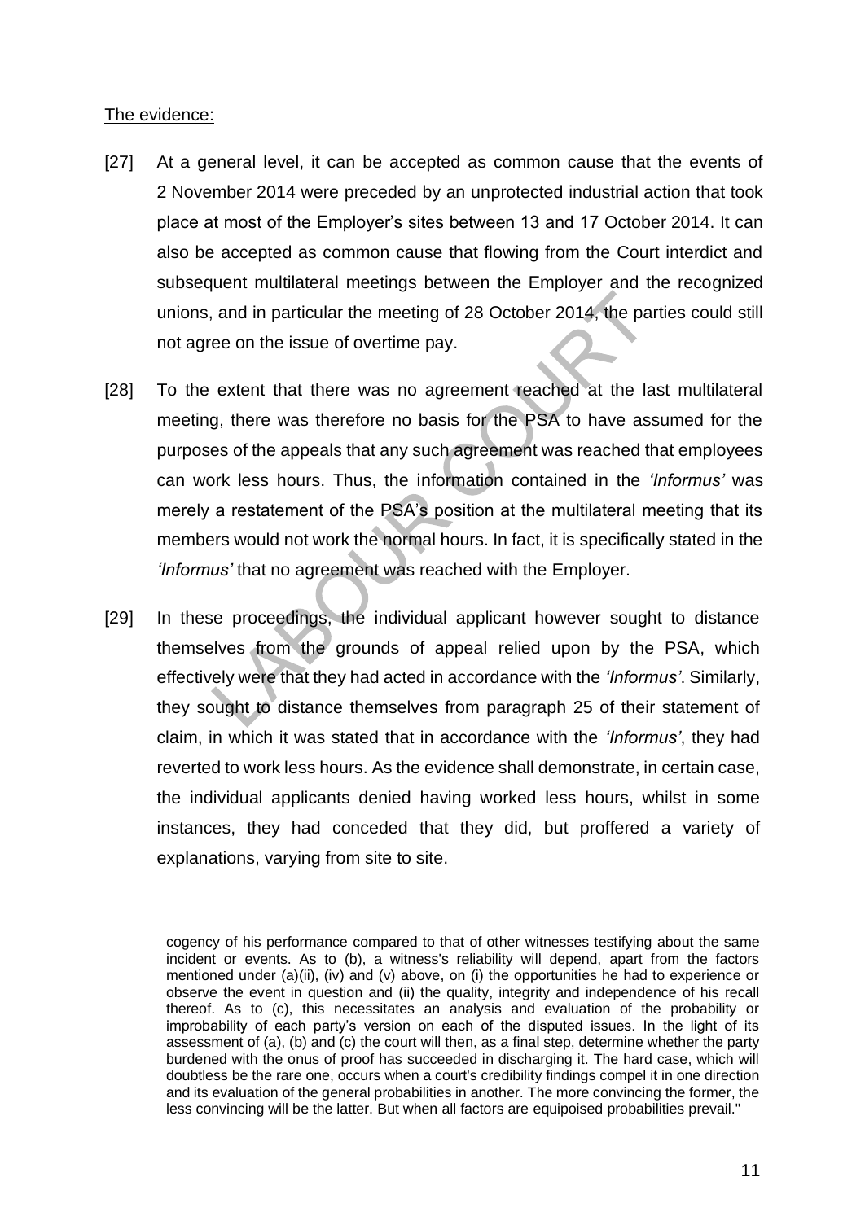The evidence:

[27] At a general level, it can be accepted as common cause that the events of 2 November 2014 were preceded by an unprotected industrial action that took place at most of the Employer's sites between 13 and 17 October 2014. It can also be accepted as common cause that flowing from the Court interdict and subsequent multilateral meetings between the Employer and the recognized unions, and in particular the meeting of 28 October 2014, the parties could still not agree on the issue of overtime pay.

[28] To the extent that there was no agreement reached at the last multilateral meeting, there was therefore no basis for the PSA to have assumed for the purposes of the appeals that any such agreement was reached that employees can work less hours. Thus, the information contained in the *'Informus'* was merely a restatement of the PSA's position at the multilateral meeting that its members would not work the normal hours. In fact, it is specifically stated in the *'Informus'* that no agreement was reached with the Employer.

[29] In these proceedings, the individual applicant however sought to distance themselves from the grounds of appeal relied upon by the PSA, which effectively were that they had acted in accordance with the *'Informus'*. Similarly, they sought to distance themselves from paragraph 25 of their statement of claim, in which it was stated that in accordance with the *'Informus'*, they had reverted to work less hours. As the evidence shall demonstrate, in certain case, the individual applicants denied having worked less hours, whilst in some instances, they had conceded that they did, but proffered a variety of explanations, varying from site to site.

---

cogency of his performance compared to that of other witnesses testifying about the same incident or events. As to (b), a witness's reliability will depend, apart from the factors mentioned under (a)(ii), (iv) and (v) above, on (i) the opportunities he had to experience or observe the event in question and (ii) the quality, integrity and independence of his recall thereof. As to (c), this necessitates an analysis and evaluation of the probability or improbability of each party's version on each of the disputed issues. In the light of its assessment of (a), (b) and (c) the court will then, as a final step, determine whether the party burdened with the onus of proof has succeeded in discharging it. The hard case, which will doubtless be the rare one, occurs when a court's credibility findings compel it in one direction and its evaluation of the general probabilities in another. The more convincing the former, the less convincing will be the latter. But when all factors are equipoised probabilities prevail."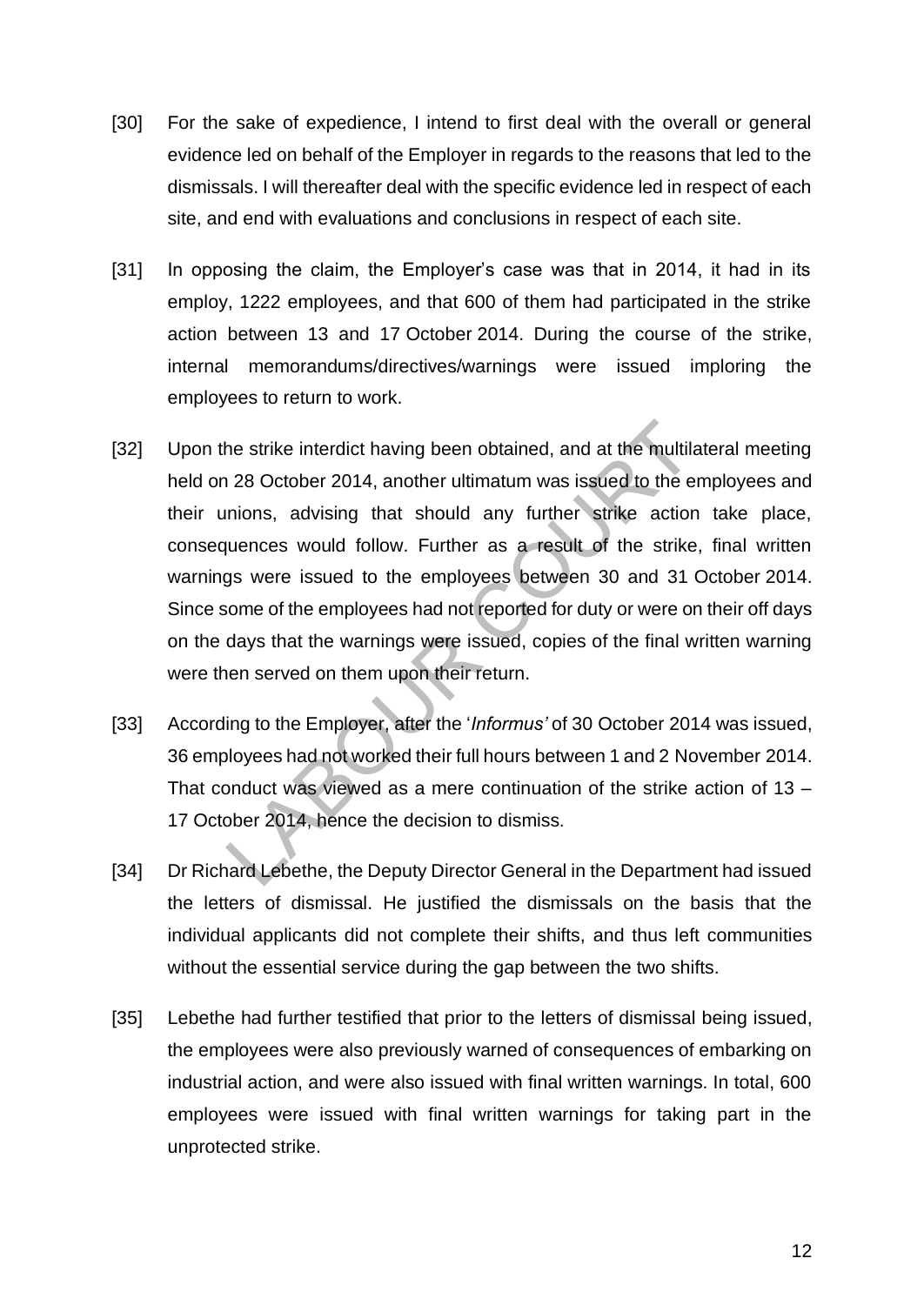[30] For the sake of expedience, I intend to first deal with the overall or general evidence led on behalf of the Employer in regards to the reasons that led to the dismissals. I will thereafter deal with the specific evidence led in respect of each site, and end with evaluations and conclusions in respect of each site.

[31] In opposing the claim, the Employer's case was that in 2014, it had in its employ, 1222 employees, and that 600 of them had participated in the strike action between 13 and 17 October 2014. During the course of the strike, internal memorandums/directives/warnings were issued imploring the employees to return to work.

[32] Upon the strike interdict having been obtained, and at the multilateral meeting held on 28 October 2014, another ultimatum was issued to the employees and their unions, advising that should any further strike action take place, consequences would follow. Further as a result of the strike, final written warnings were issued to the employees between 30 and 31 October 2014. Since some of the employees had not reported for duty or were on their off days on the days that the warnings were issued, copies of the final written warning were then served on them upon their return.

[33] According to the Employer, after the '*Informus'* of 30 October 2014 was issued, 36 employees had not worked their full hours between 1 and 2 November 2014. That conduct was viewed as a mere continuation of the strike action of 13 – 17 October 2014, hence the decision to dismiss.

[34] Dr Richard Lebethe, the Deputy Director General in the Department had issued the letters of dismissal. He justified the dismissals on the basis that the individual applicants did not complete their shifts, and thus left communities without the essential service during the gap between the two shifts.

[35] Lebethe had further testified that prior to the letters of dismissal being issued, the employees were also previously warned of consequences of embarking on industrial action, and were also issued with final written warnings. In total, 600 employees were issued with final written warnings for taking part in the unprotected strike.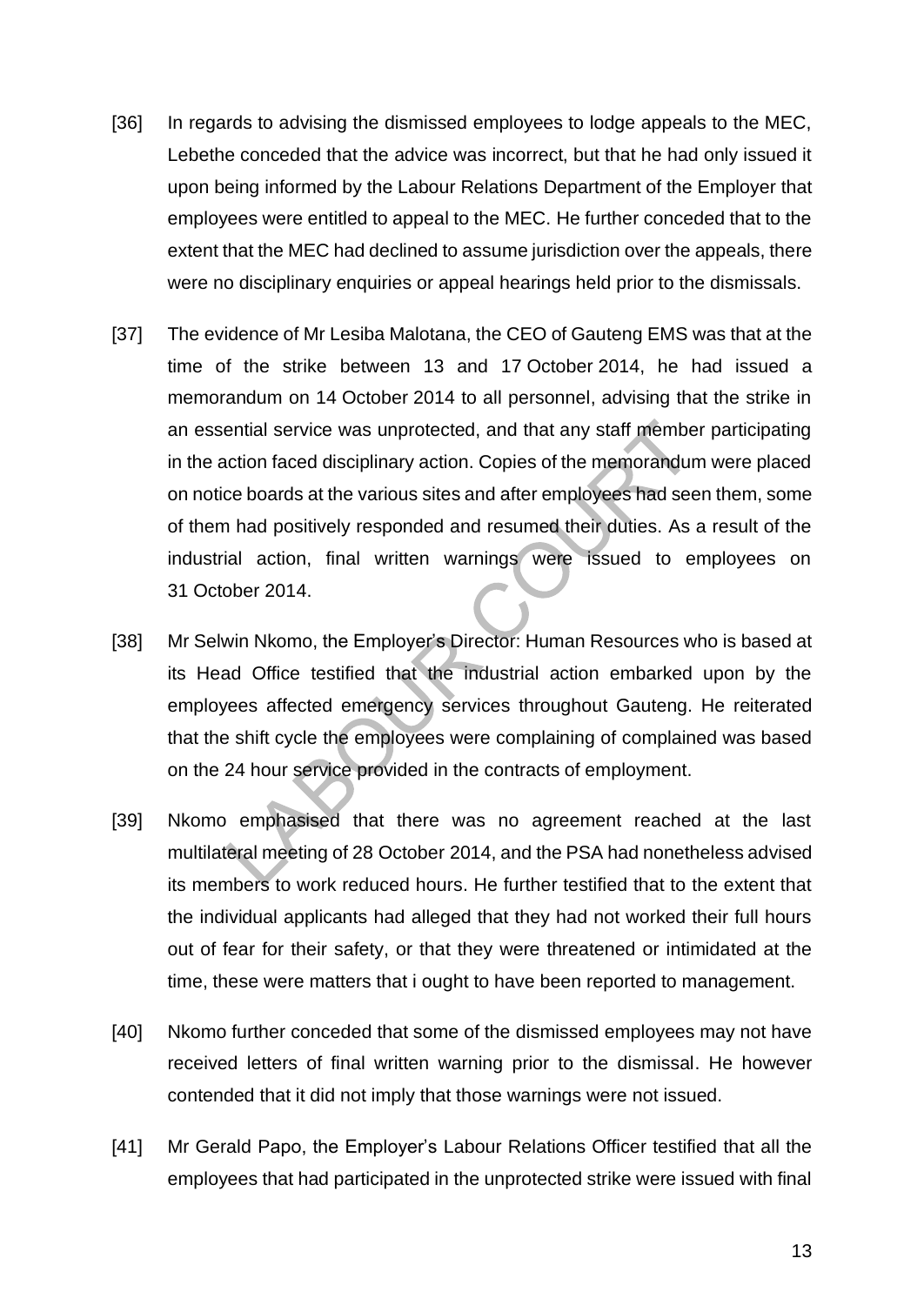[36] In regards to advising the dismissed employees to lodge appeals to the MEC, Lebethe conceded that the advice was incorrect, but that he had only issued it upon being informed by the Labour Relations Department of the Employer that employees were entitled to appeal to the MEC. He further conceded that to the extent that the MEC had declined to assume jurisdiction over the appeals, there were no disciplinary enquiries or appeal hearings held prior to the dismissals.

[37] The evidence of Mr Lesiba Malotana, the CEO of Gauteng EMS was that at the time of the strike between 13 and 17 October 2014, he had issued a memorandum on 14 October 2014 to all personnel, advising that the strike in an essential service was unprotected, and that any staff member participating in the action faced disciplinary action. Copies of the memorandum were placed on notice boards at the various sites and after employees had seen them, some of them had positively responded and resumed their duties. As a result of the industrial action, final written warnings were issued to employees on 31 October 2014.

[38] Mr Selwin Nkomo, the Employer's Director: Human Resources who is based at its Head Office testified that the industrial action embarked upon by the employees affected emergency services throughout Gauteng. He reiterated that the shift cycle the employees were complaining of complained was based on the 24 hour service provided in the contracts of employment.

[39] Nkomo emphasised that there was no agreement reached at the last multilateral meeting of 28 October 2014, and the PSA had nonetheless advised its members to work reduced hours. He further testified that to the extent that the individual applicants had alleged that they had not worked their full hours out of fear for their safety, or that they were threatened or intimidated at the time, these were matters that i ought to have been reported to management.

[40] Nkomo further conceded that some of the dismissed employees may not have received letters of final written warning prior to the dismissal. He however contended that it did not imply that those warnings were not issued.

[41] Mr Gerald Papo, the Employer's Labour Relations Officer testified that all the employees that had participated in the unprotected strike were issued with final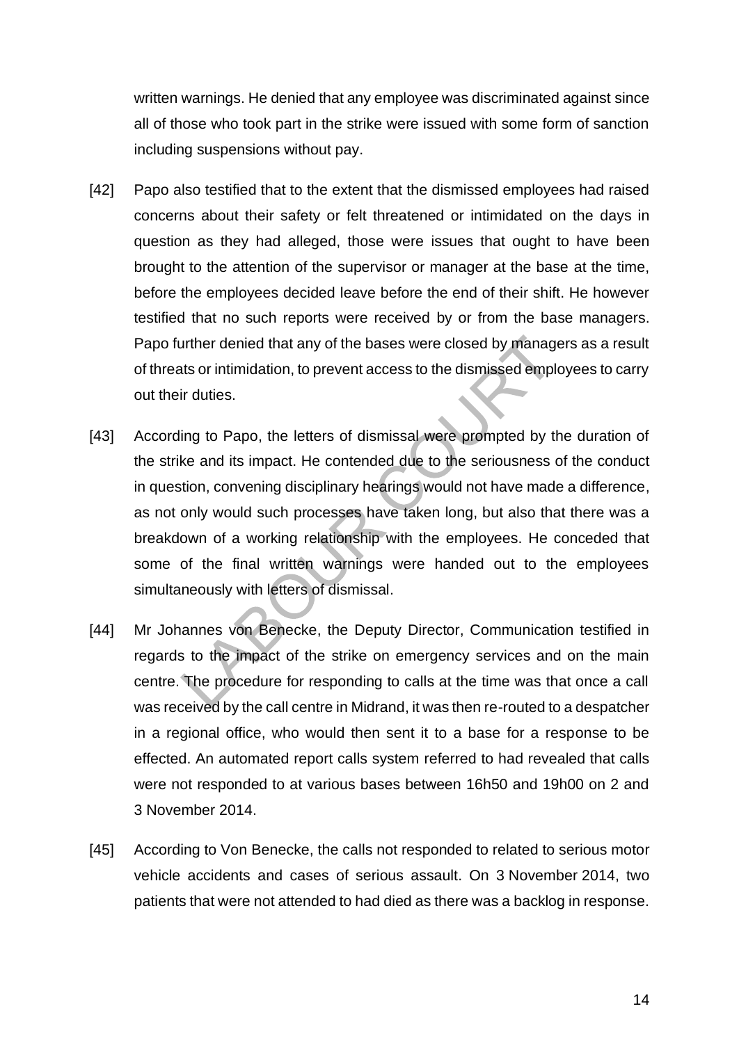written warnings. He denied that any employee was discriminated against since all of those who took part in the strike were issued with some form of sanction including suspensions without pay.

[42] Papo also testified that to the extent that the dismissed employees had raised concerns about their safety or felt threatened or intimidated on the days in question as they had alleged, those were issues that ought to have been brought to the attention of the supervisor or manager at the base at the time, before the employees decided leave before the end of their shift. He however testified that no such reports were received by or from the base managers. Papo further denied that any of the bases were closed by managers as a result of threats or intimidation, to prevent access to the dismissed employees to carry out their duties.

[43] According to Papo, the letters of dismissal were prompted by the duration of the strike and its impact. He contended due to the seriousness of the conduct in question, convening disciplinary hearings would not have made a difference, as not only would such processes have taken long, but also that there was a breakdown of a working relationship with the employees. He conceded that some of the final written warnings were handed out to the employees simultaneously with letters of dismissal.

[44] Mr Johannes von Benecke, the Deputy Director, Communication testified in regards to the impact of the strike on emergency services and on the main centre. The procedure for responding to calls at the time was that once a call was received by the call centre in Midrand, it was then re-routed to a despatcher in a regional office, who would then sent it to a base for a response to be effected. An automated report calls system referred to had revealed that calls were not responded to at various bases between 16h50 and 19h00 on 2 and 3 November 2014.

[45] According to Von Benecke, the calls not responded to related to serious motor vehicle accidents and cases of serious assault. On 3 November 2014, two patients that were not attended to had died as there was a backlog in response.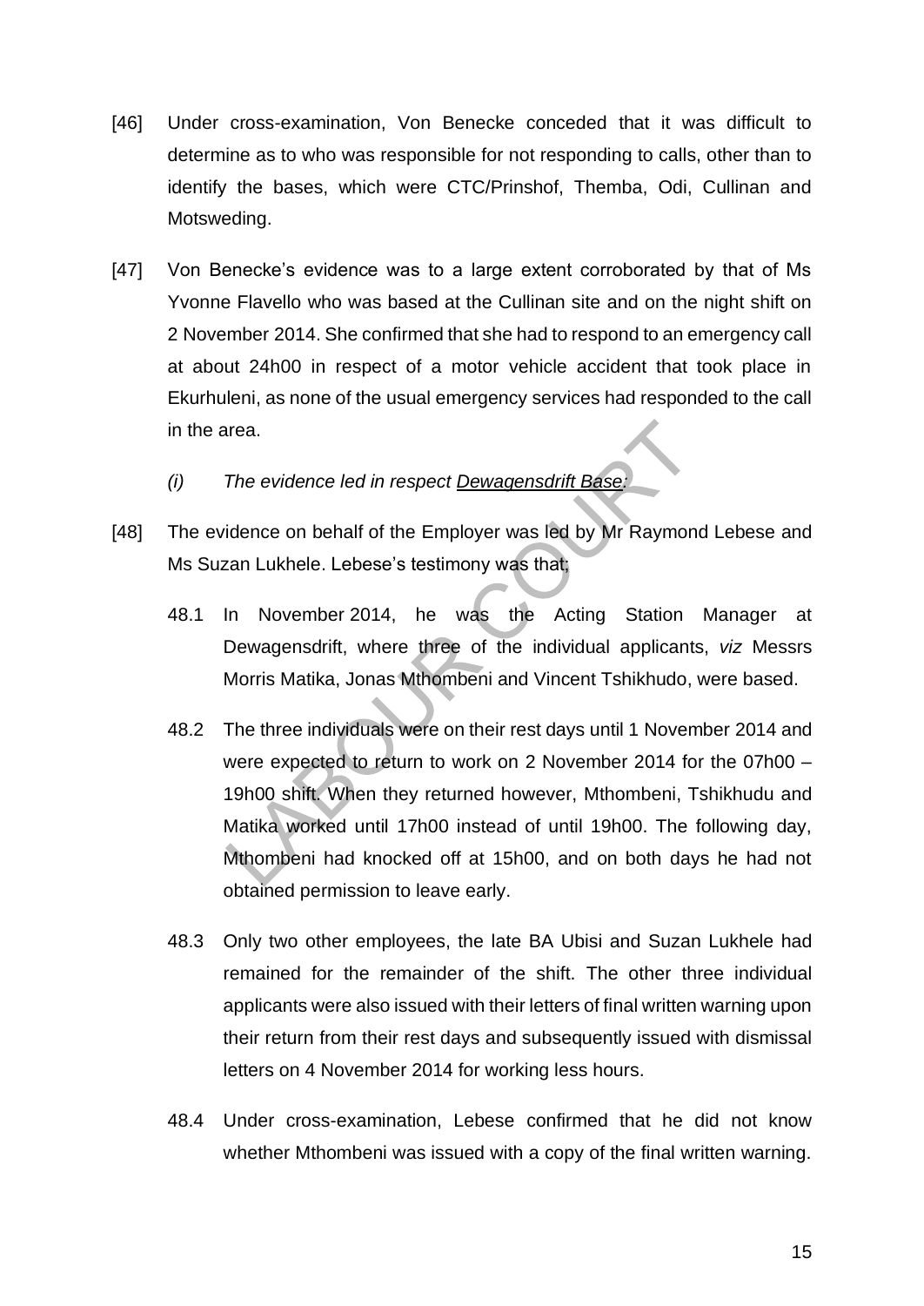[46] Under cross-examination, Von Benecke conceded that it was difficult to determine as to who was responsible for not responding to calls, other than to identify the bases, which were CTC/Prinshof, Themba, Odi, Cullinan and Motsweding.

[47] Von Benecke's evidence was to a large extent corroborated by that of Ms Yvonne Flavello who was based at the Cullinan site and on the night shift on 2 November 2014. She confirmed that she had to respond to an emergency call at about 24h00 in respect of a motor vehicle accident that took place in Ekurhuleni, as none of the usual emergency services had responded to the call in the area.

*(i) The evidence led in respect <u>Dewagensdrift Base</u>:*

[48] The evidence on behalf of the Employer was led by Mr Raymond Lebese and Ms Suzan Lukhele. Lebese's testimony was that;

48.1 In November 2014, he was the Acting Station Manager at Dewagensdrift, where three of the individual applicants, *viz* Messrs Morris Matika, Jonas Mthombeni and Vincent Tshikhudo, were based.

48.2 The three individuals were on their rest days until 1 November 2014 and were expected to return to work on 2 November 2014 for the 07h00 – 19h00 shift. When they returned however, Mthombeni, Tshikhudu and Matika worked until 17h00 instead of until 19h00. The following day, Mthombeni had knocked off at 15h00, and on both days he had not obtained permission to leave early.

48.3 Only two other employees, the late BA Ubisi and Suzan Lukhele had remained for the remainder of the shift. The other three individual applicants were also issued with their letters of final written warning upon their return from their rest days and subsequently issued with dismissal letters on 4 November 2014 for working less hours.

48.4 Under cross-examination, Lebese confirmed that he did not know whether Mthombeni was issued with a copy of the final written warning.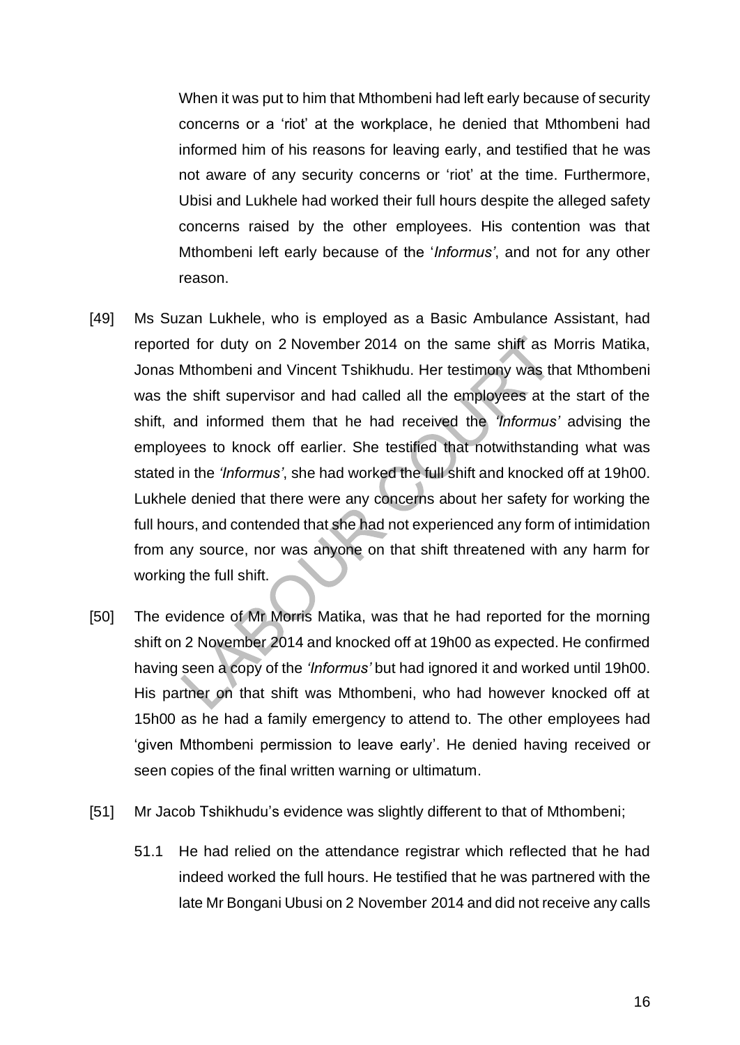When it was put to him that Mthombeni had left early because of security concerns or a 'riot' at the workplace, he denied that Mthombeni had informed him of his reasons for leaving early, and testified that he was not aware of any security concerns or 'riot' at the time. Furthermore, Ubisi and Lukhele had worked their full hours despite the alleged safety concerns raised by the other employees. His contention was that Mthombeni left early because of the '*Informus*', and not for any other reason.

[49] Ms Suzan Lukhele, who is employed as a Basic Ambulance Assistant, had reported for duty on 2 November 2014 on the same shift as Morris Matika, Jonas Mthombeni and Vincent Tshikhudu. Her testimony was that Mthombeni was the shift supervisor and had called all the employees at the start of the shift, and informed them that he had received the *'Informus'* advising the employees to knock off earlier. She testified that notwithstanding what was stated in the *'Informus'*, she had worked the full shift and knocked off at 19h00. Lukhele denied that there were any concerns about her safety for working the full hours, and contended that she had not experienced any form of intimidation from any source, nor was anyone on that shift threatened with any harm for working the full shift.

[50] The evidence of Mr Morris Matika, was that he had reported for the morning shift on 2 November 2014 and knocked off at 19h00 as expected. He confirmed having seen a copy of the *'Informus'* but had ignored it and worked until 19h00. His partner on that shift was Mthombeni, who had however knocked off at 15h00 as he had a family emergency to attend to. The other employees had 'given Mthombeni permission to leave early'. He denied having received or seen copies of the final written warning or ultimatum.

[51] Mr Jacob Tshikhudu's evidence was slightly different to that of Mthombeni;

51.1 He had relied on the attendance registrar which reflected that he had indeed worked the full hours. He testified that he was partnered with the late Mr Bongani Ubusi on 2 November 2014 and did not receive any calls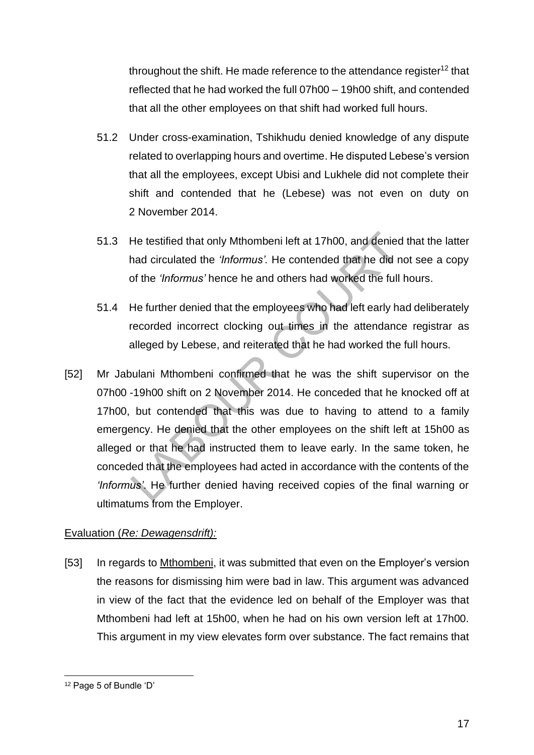throughout the shift. He made reference to the attendance register[12] that reflected that he had worked the full 07h00 – 19h00 shift, and contended that all the other employees on that shift had worked full hours.

51.2 Under cross-examination, Tshikhudu denied knowledge of any dispute related to overlapping hours and overtime. He disputed Lebese's version that all the employees, except Ubisi and Lukhele did not complete their shift and contended that he (Lebese) was not even on duty on 2 November 2014.

51.3 He testified that only Mthombeni left at 17h00, and denied that the latter had circulated the *'Informus'*. He contended that he did not see a copy of the *'Informus'* hence he and others had worked the full hours.

51.4 He further denied that the employees who had left early had deliberately recorded incorrect clocking out times in the attendance registrar as alleged by Lebese, and reiterated that he had worked the full hours.

[52] Mr Jabulani Mthombeni confirmed that he was the shift supervisor on the 07h00 -19h00 shift on 2 November 2014. He conceded that he knocked off at 17h00, but contended that this was due to having to attend to a family emergency. He denied that the other employees on the shift left at 15h00 as alleged or that he had instructed them to leave early. In the same token, he conceded that the employees had acted in accordance with the contents of the *'Informus'*. He further denied having received copies of the final warning or ultimatums from the Employer.

<u>Evaluation (*Re: Dewagensdrift):*</u>

[53] In regards to <u>Mthombeni</u>, it was submitted that even on the Employer's version the reasons for dismissing him were bad in law. This argument was advanced in view of the fact that the evidence led on behalf of the Employer was that Mthombeni had left at 15h00, when he had on his own version left at 17h00. This argument in my view elevates form over substance. The fact remains that

[12] Page 5 of Bundle 'D'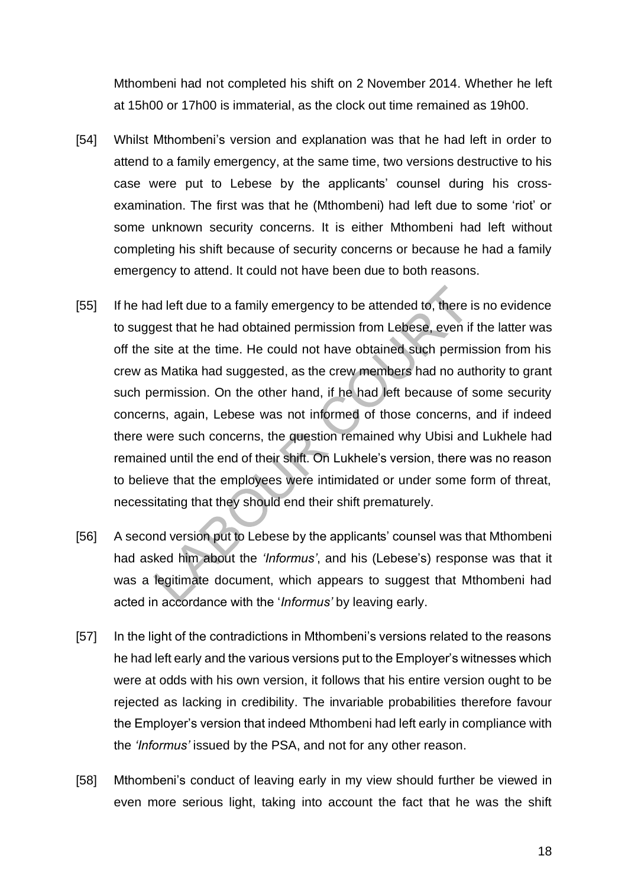Mthombeni had not completed his shift on 2 November 2014. Whether he left at 15h00 or 17h00 is immaterial, as the clock out time remained as 19h00.

[54] Whilst Mthombeni's version and explanation was that he had left in order to attend to a family emergency, at the same time, two versions destructive to his case were put to Lebese by the applicants' counsel during his cross-examination. The first was that he (Mthombeni) had left due to some 'riot' or some unknown security concerns. It is either Mthombeni had left without completing his shift because of security concerns or because he had a family emergency to attend. It could not have been due to both reasons.

[55] If he had left due to a family emergency to be attended to, there is no evidence to suggest that he had obtained permission from Lebese, even if the latter was off the site at the time. He could not have obtained such permission from his crew as Matika had suggested, as the crew members had no authority to grant such permission. On the other hand, if he had left because of some security concerns, again, Lebese was not informed of those concerns, and if indeed there were such concerns, the question remained why Ubisi and Lukhele had remained until the end of their shift. On Lukhele's version, there was no reason to believe that the employees were intimidated or under some form of threat, necessitating that they should end their shift prematurely.

[56] A second version put to Lebese by the applicants' counsel was that Mthombeni had asked him about the *'Informus'*, and his (Lebese's) response was that it was a legitimate document, which appears to suggest that Mthombeni had acted in accordance with the '*Informus'* by leaving early.

[57] In the light of the contradictions in Mthombeni's versions related to the reasons he had left early and the various versions put to the Employer's witnesses which were at odds with his own version, it follows that his entire version ought to be rejected as lacking in credibility. The invariable probabilities therefore favour the Employer's version that indeed Mthombeni had left early in compliance with the *'Informus'* issued by the PSA, and not for any other reason.

[58] Mthombeni's conduct of leaving early in my view should further be viewed in even more serious light, taking into account the fact that he was the shift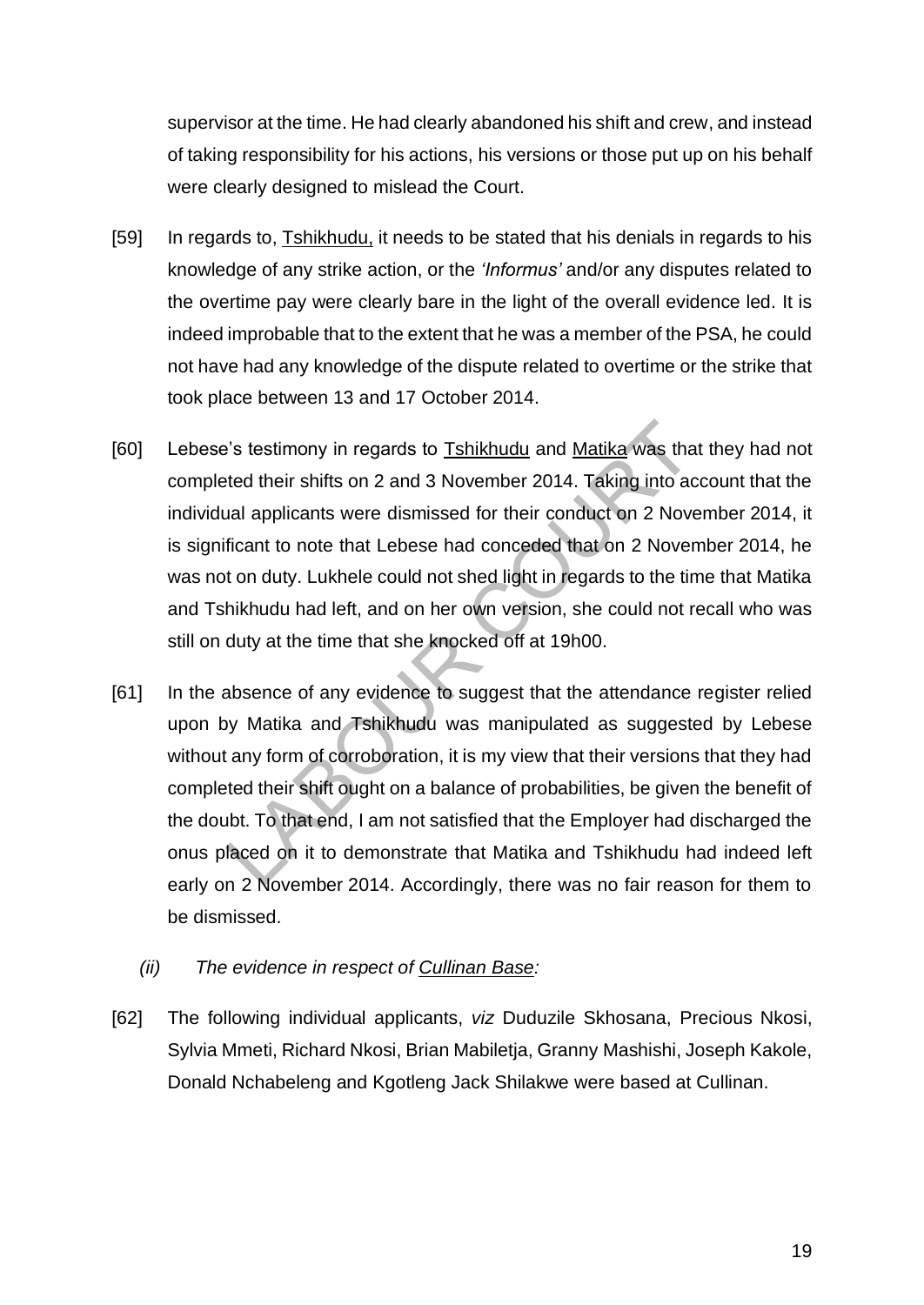supervisor at the time. He had clearly abandoned his shift and crew, and instead of taking responsibility for his actions, his versions or those put up on his behalf were clearly designed to mislead the Court.

[59] In regards to, Tshikhudu, it needs to be stated that his denials in regards to his knowledge of any strike action, or the *'Informus'* and/or any disputes related to the overtime pay were clearly bare in the light of the overall evidence led. It is indeed improbable that to the extent that he was a member of the PSA, he could not have had any knowledge of the dispute related to overtime or the strike that took place between 13 and 17 October 2014.

[60] Lebese's testimony in regards to Tshikhudu and Matika was that they had not completed their shifts on 2 and 3 November 2014. Taking into account that the individual applicants were dismissed for their conduct on 2 November 2014, it is significant to note that Lebese had conceded that on 2 November 2014, he was not on duty. Lukhele could not shed light in regards to the time that Matika and Tshikhudu had left, and on her own version, she could not recall who was still on duty at the time that she knocked off at 19h00.

[61] In the absence of any evidence to suggest that the attendance register relied upon by Matika and Tshikhudu was manipulated as suggested by Lebese without any form of corroboration, it is my view that their versions that they had completed their shift ought on a balance of probabilities, be given the benefit of the doubt. To that end, I am not satisfied that the Employer had discharged the onus placed on it to demonstrate that Matika and Tshikhudu had indeed left early on 2 November 2014. Accordingly, there was no fair reason for them to be dismissed.

*(ii) The evidence in respect of Cullinan Base:*

[62] The following individual applicants, *viz* Duduzile Skhosana, Precious Nkosi, Sylvia Mmeti, Richard Nkosi, Brian Mabiletja, Granny Mashishi, Joseph Kakole, Donald Nchabeleng and Kgotleng Jack Shilakwe were based at Cullinan.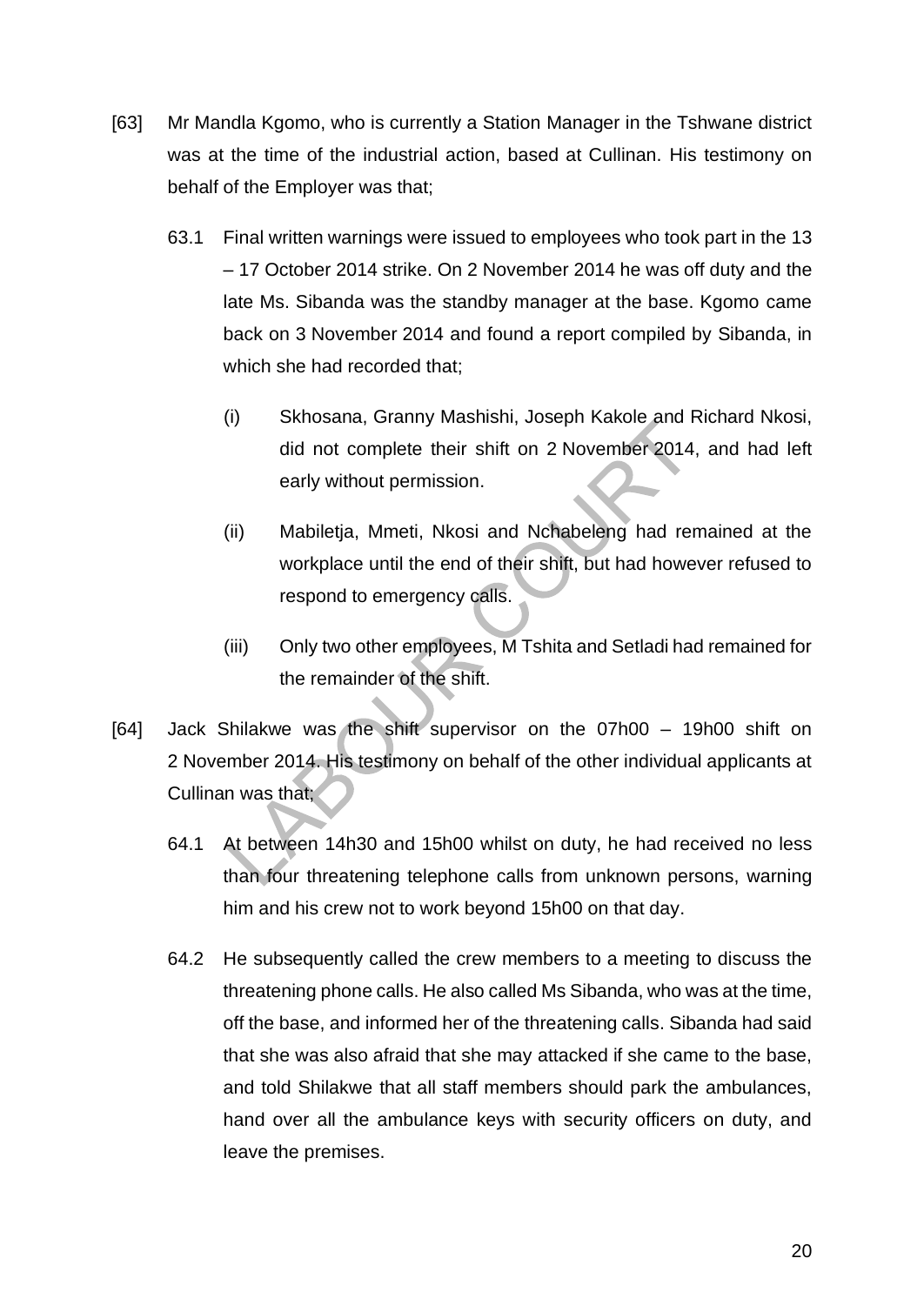[63] Mr Mandla Kgomo, who is currently a Station Manager in the Tshwane district was at the time of the industrial action, based at Cullinan. His testimony on behalf of the Employer was that;

63.1 Final written warnings were issued to employees who took part in the 13 – 17 October 2014 strike. On 2 November 2014 he was off duty and the late Ms. Sibanda was the standby manager at the base. Kgomo came back on 3 November 2014 and found a report compiled by Sibanda, in which she had recorded that;

(i) Skhosana, Granny Mashishi, Joseph Kakole and Richard Nkosi, did not complete their shift on 2 November 2014, and had left early without permission.

(ii) Mabiletja, Mmeti, Nkosi and Nchabeleng had remained at the workplace until the end of their shift, but had however refused to respond to emergency calls.

(iii) Only two other employees, M Tshita and Setladi had remained for the remainder of the shift.

[64] Jack Shilakwe was the shift supervisor on the 07h00 – 19h00 shift on 2 November 2014. His testimony on behalf of the other individual applicants at Cullinan was that;

64.1 At between 14h30 and 15h00 whilst on duty, he had received no less than four threatening telephone calls from unknown persons, warning him and his crew not to work beyond 15h00 on that day.

64.2 He subsequently called the crew members to a meeting to discuss the threatening phone calls. He also called Ms Sibanda, who was at the time, off the base, and informed her of the threatening calls. Sibanda had said that she was also afraid that she may attacked if she came to the base, and told Shilakwe that all staff members should park the ambulances, hand over all the ambulance keys with security officers on duty, and leave the premises.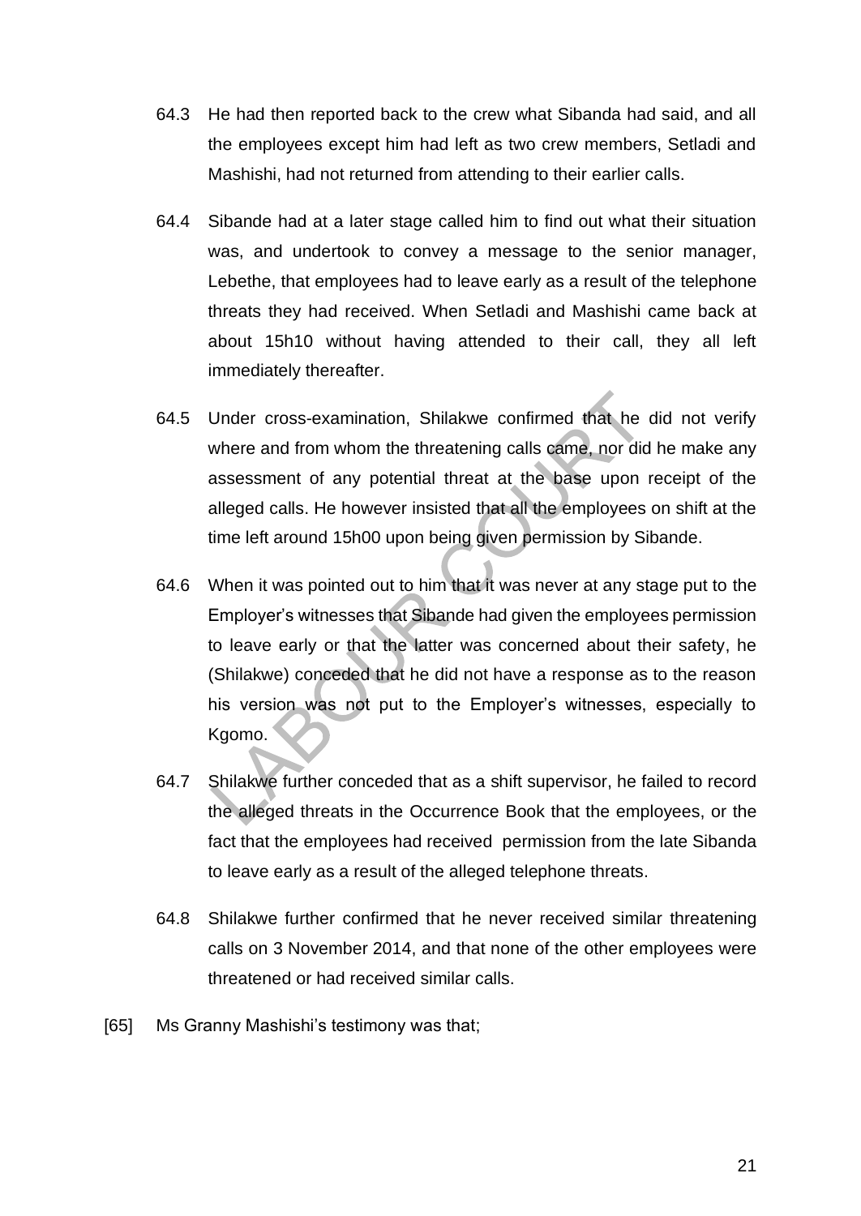64.3 He had then reported back to the crew what Sibanda had said, and all the employees except him had left as two crew members, Setladi and Mashishi, had not returned from attending to their earlier calls.

64.4 Sibande had at a later stage called him to find out what their situation was, and undertook to convey a message to the senior manager, Lebethe, that employees had to leave early as a result of the telephone threats they had received. When Setladi and Mashishi came back at about 15h10 without having attended to their call, they all left immediately thereafter.

64.5 Under cross-examination, Shilakwe confirmed that he did not verify where and from whom the threatening calls came, nor did he make any assessment of any potential threat at the base upon receipt of the alleged calls. He however insisted that all the employees on shift at the time left around 15h00 upon being given permission by Sibande.

64.6 When it was pointed out to him that it was never at any stage put to the Employer's witnesses that Sibande had given the employees permission to leave early or that the latter was concerned about their safety, he (Shilakwe) conceded that he did not have a response as to the reason his version was not put to the Employer's witnesses, especially to Kgomo.

64.7 Shilakwe further conceded that as a shift supervisor, he failed to record the alleged threats in the Occurrence Book that the employees, or the fact that the employees had received permission from the late Sibanda to leave early as a result of the alleged telephone threats.

64.8 Shilakwe further confirmed that he never received similar threatening calls on 3 November 2014, and that none of the other employees were threatened or had received similar calls.

[65] Ms Granny Mashishi's testimony was that;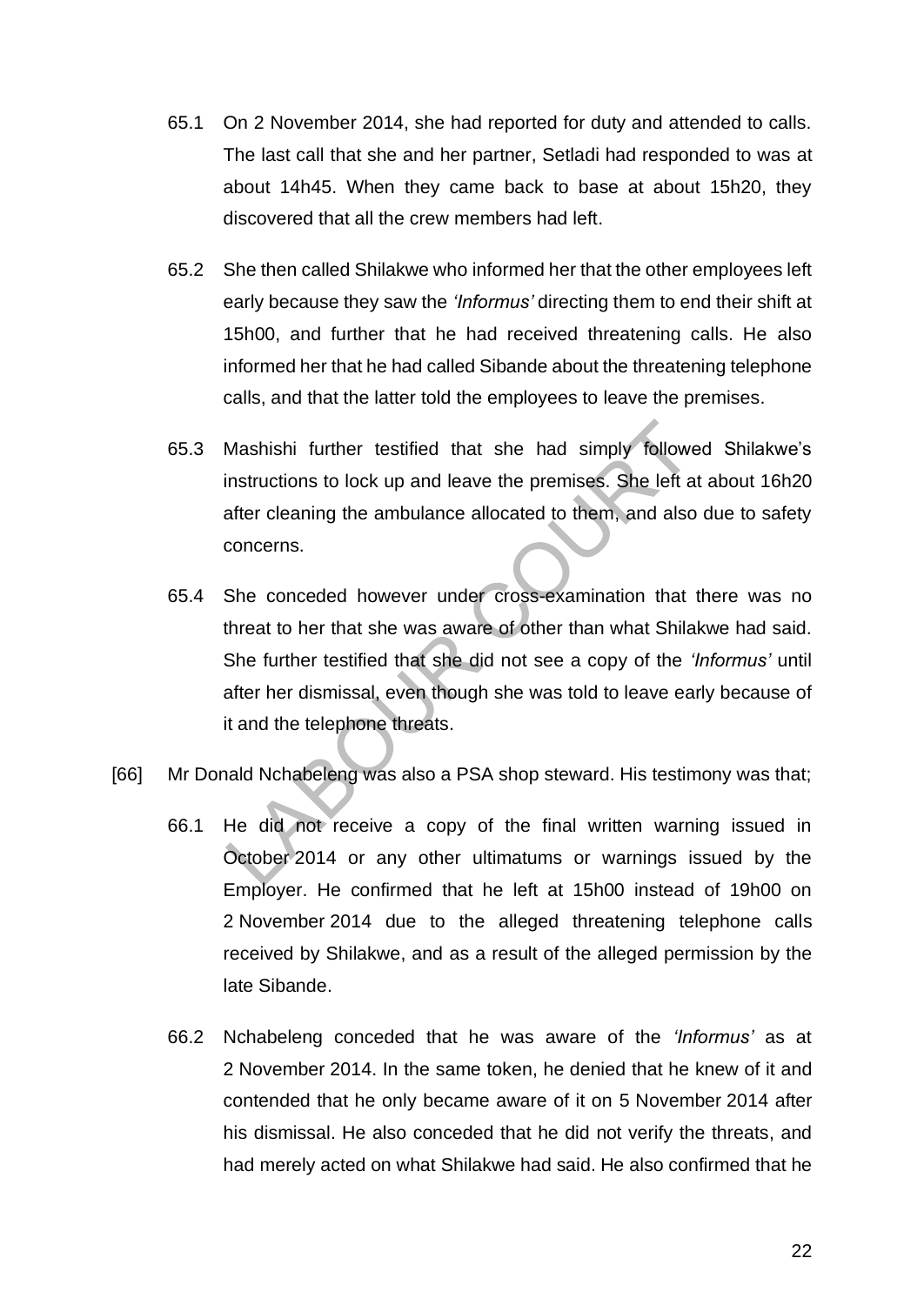65.1 On 2 November 2014, she had reported for duty and attended to calls. The last call that she and her partner, Setladi had responded to was at about 14h45. When they came back to base at about 15h20, they discovered that all the crew members had left.

65.2 She then called Shilakwe who informed her that the other employees left early because they saw the *'Informus'* directing them to end their shift at 15h00, and further that he had received threatening calls. He also informed her that he had called Sibande about the threatening telephone calls, and that the latter told the employees to leave the premises.

65.3 Mashishi further testified that she had simply followed Shilakwe's instructions to lock up and leave the premises. She left at about 16h20 after cleaning the ambulance allocated to them, and also due to safety concerns.

65.4 She conceded however under cross-examination that there was no threat to her that she was aware of other than what Shilakwe had said. She further testified that she did not see a copy of the *'Informus'* until after her dismissal, even though she was told to leave early because of it and the telephone threats.

[66] Mr Donald Nchabeleng was also a PSA shop steward. His testimony was that;

66.1 He did not receive a copy of the final written warning issued in October 2014 or any other ultimatums or warnings issued by the Employer. He confirmed that he left at 15h00 instead of 19h00 on 2 November 2014 due to the alleged threatening telephone calls received by Shilakwe, and as a result of the alleged permission by the late Sibande.

66.2 Nchabeleng conceded that he was aware of the *'Informus'* as at 2 November 2014. In the same token, he denied that he knew of it and contended that he only became aware of it on 5 November 2014 after his dismissal. He also conceded that he did not verify the threats, and had merely acted on what Shilakwe had said. He also confirmed that he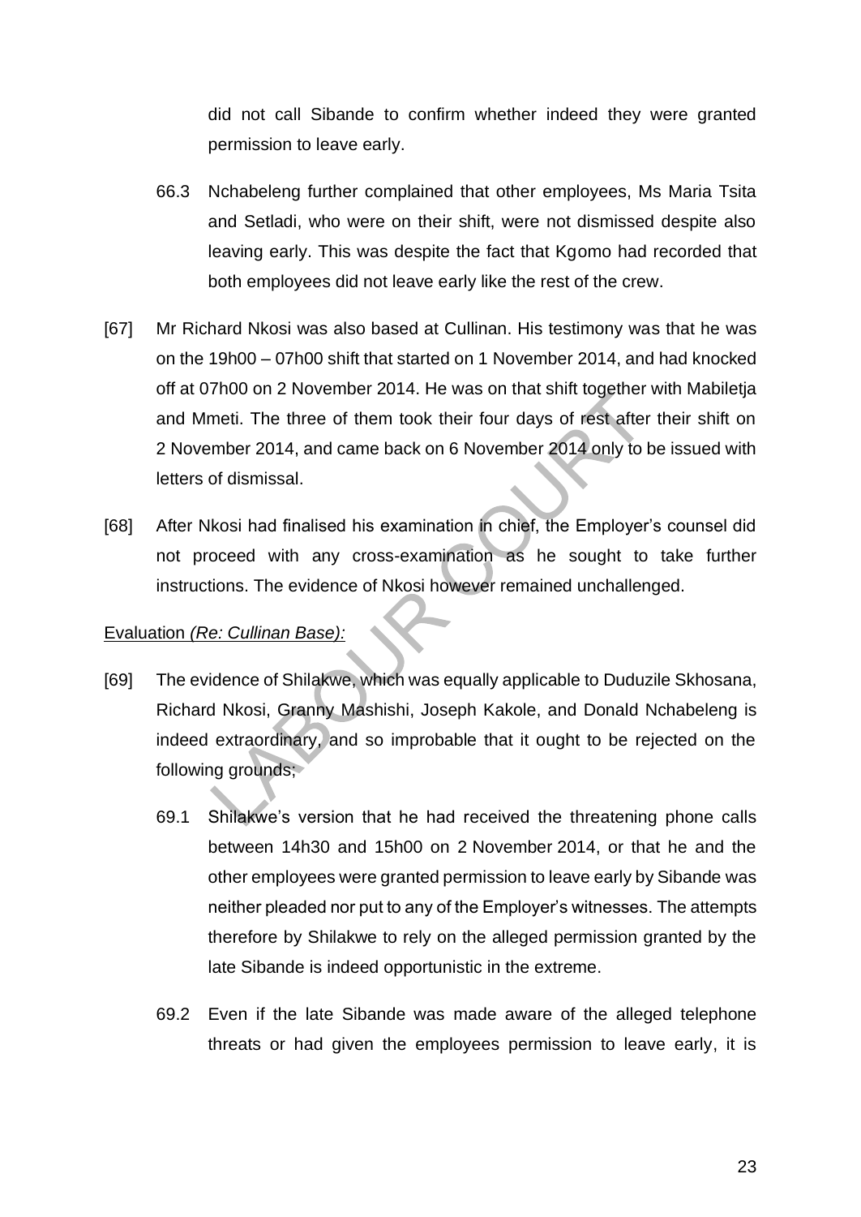did not call Sibande to confirm whether indeed they were granted permission to leave early.

66.3 Nchabeleng further complained that other employees, Ms Maria Tsita and Setladi, who were on their shift, were not dismissed despite also leaving early. This was despite the fact that Kgomo had recorded that both employees did not leave early like the rest of the crew.

[67] Mr Richard Nkosi was also based at Cullinan. His testimony was that he was on the 19h00 – 07h00 shift that started on 1 November 2014, and had knocked off at 07h00 on 2 November 2014. He was on that shift together with Mabiletja and Mmeti. The three of them took their four days of rest after their shift on 2 November 2014, and came back on 6 November 2014 only to be issued with letters of dismissal.

[68] After Nkosi had finalised his examination in chief, the Employer's counsel did not proceed with any cross-examination as he sought to take further instructions. The evidence of Nkosi however remained unchallenged.

<u>Evaluation *(Re: Cullinan Base):*</u>

[69] The evidence of Shilakwe, which was equally applicable to Duduzile Skhosana, Richard Nkosi, Granny Mashishi, Joseph Kakole, and Donald Nchabeleng is indeed extraordinary, and so improbable that it ought to be rejected on the following grounds;

69.1 Shilakwe's version that he had received the threatening phone calls between 14h30 and 15h00 on 2 November 2014, or that he and the other employees were granted permission to leave early by Sibande was neither pleaded nor put to any of the Employer's witnesses. The attempts therefore by Shilakwe to rely on the alleged permission granted by the late Sibande is indeed opportunistic in the extreme.

69.2 Even if the late Sibande was made aware of the alleged telephone threats or had given the employees permission to leave early, it is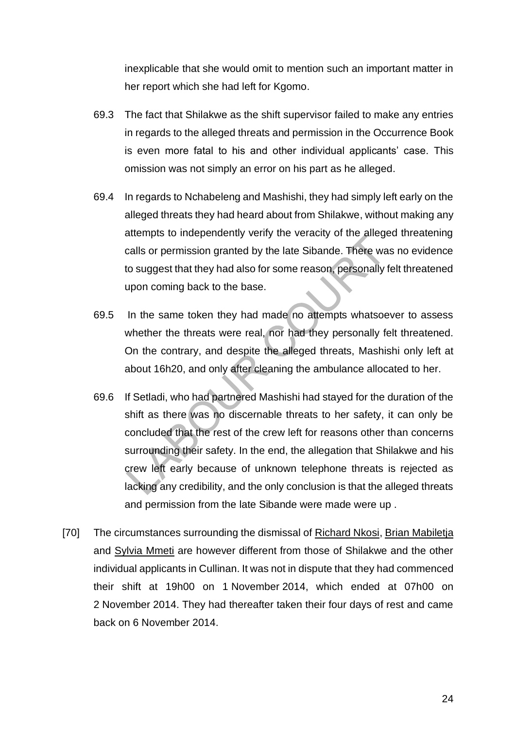inexplicable that she would omit to mention such an important matter in her report which she had left for Kgomo.

69.3 The fact that Shilakwe as the shift supervisor failed to make any entries in regards to the alleged threats and permission in the Occurrence Book is even more fatal to his and other individual applicants' case. This omission was not simply an error on his part as he alleged.

69.4 In regards to Nchabeleng and Mashishi, they had simply left early on the alleged threats they had heard about from Shilakwe, without making any attempts to independently verify the veracity of the alleged threatening calls or permission granted by the late Sibande. There was no evidence to suggest that they had also for some reason, personally felt threatened upon coming back to the base.

69.5 In the same token they had made no attempts whatsoever to assess whether the threats were real, nor had they personally felt threatened. On the contrary, and despite the alleged threats, Mashishi only left at about 16h20, and only after cleaning the ambulance allocated to her.

69.6 If Setladi, who had partnered Mashishi had stayed for the duration of the shift as there was no discernable threats to her safety, it can only be concluded that the rest of the crew left for reasons other than concerns surrounding their safety. In the end, the allegation that Shilakwe and his crew left early because of unknown telephone threats is rejected as lacking any credibility, and the only conclusion is that the alleged threats and permission from the late Sibande were made were up .

[70] The circumstances surrounding the dismissal of <u>Richard Nkosi</u>, <u>Brian Mabiletja</u> and <u>Sylvia Mmeti</u> are however different from those of Shilakwe and the other individual applicants in Cullinan. It was not in dispute that they had commenced their shift at 19h00 on 1 November 2014, which ended at 07h00 on 2 November 2014. They had thereafter taken their four days of rest and came back on 6 November 2014.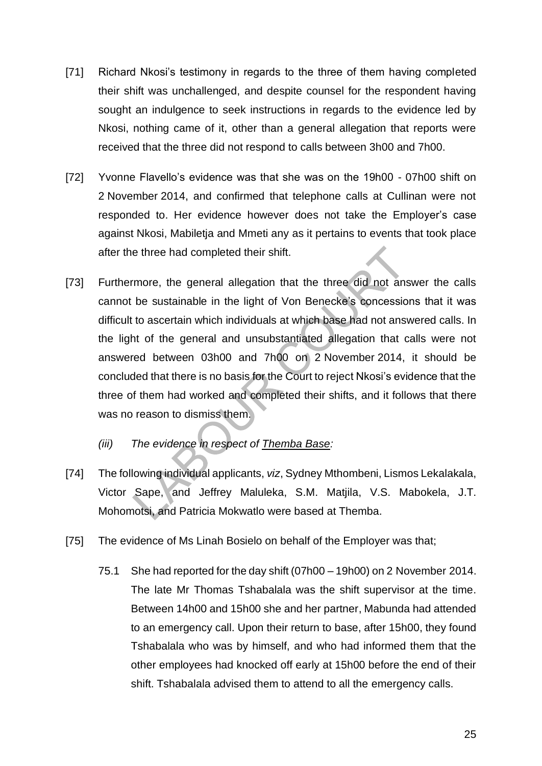[71] Richard Nkosi's testimony in regards to the three of them having completed their shift was unchallenged, and despite counsel for the respondent having sought an indulgence to seek instructions in regards to the evidence led by Nkosi, nothing came of it, other than a general allegation that reports were received that the three did not respond to calls between 3h00 and 7h00.

[72] Yvonne Flavello's evidence was that she was on the 19h00 - 07h00 shift on 2 November 2014, and confirmed that telephone calls at Cullinan were not responded to. Her evidence however does not take the Employer's case against Nkosi, Mabiletja and Mmeti any as it pertains to events that took place after the three had completed their shift.

[73] Furthermore, the general allegation that the three did not answer the calls cannot be sustainable in the light of Von Benecke's concessions that it was difficult to ascertain which individuals at which base had not answered calls. In the light of the general and unsubstantiated allegation that calls were not answered between 03h00 and 7h00 on 2 November 2014, it should be concluded that there is no basis for the Court to reject Nkosi's evidence that the three of them had worked and completed their shifts, and it follows that there was no reason to dismiss them.

*(iii) The evidence in respect of <u>Themba Base</u>:*

[74] The following individual applicants, *viz*, Sydney Mthombeni, Lismos Lekalakala, Victor Sape, and Jeffrey Maluleka, S.M. Matjila, V.S. Mabokela, J.T. Mohomotsi, and Patricia Mokwatlo were based at Themba.

[75] The evidence of Ms Linah Bosielo on behalf of the Employer was that;

75.1 She had reported for the day shift (07h00 – 19h00) on 2 November 2014. The late Mr Thomas Tshabalala was the shift supervisor at the time. Between 14h00 and 15h00 she and her partner, Mabunda had attended to an emergency call. Upon their return to base, after 15h00, they found Tshabalala who was by himself, and who had informed them that the other employees had knocked off early at 15h00 before the end of their shift. Tshabalala advised them to attend to all the emergency calls.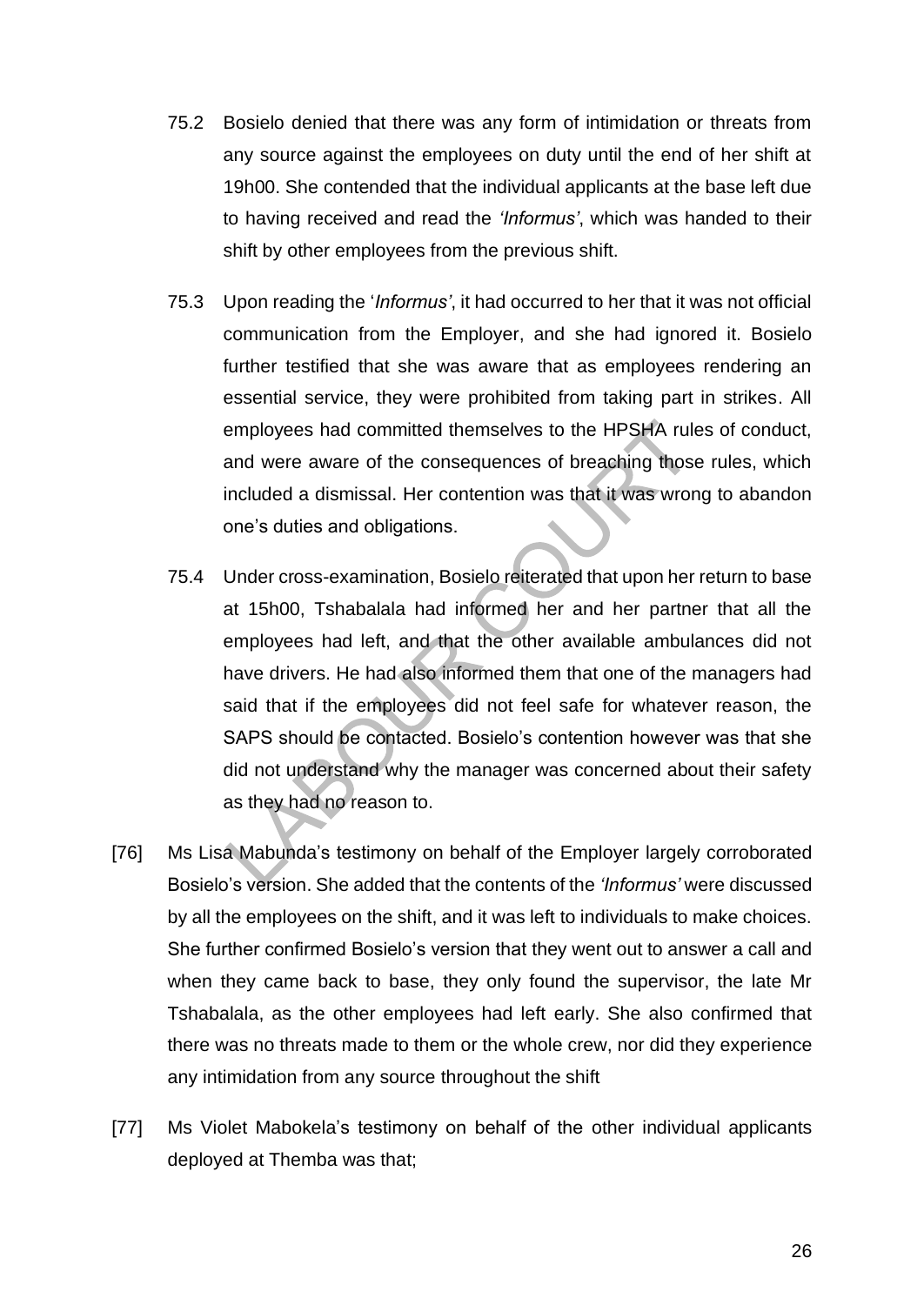75.2 Bosielo denied that there was any form of intimidation or threats from any source against the employees on duty until the end of her shift at 19h00. She contended that the individual applicants at the base left due to having received and read the *'Informus'*, which was handed to their shift by other employees from the previous shift.

75.3 Upon reading the '*Informus'*, it had occurred to her that it was not official communication from the Employer, and she had ignored it. Bosielo further testified that she was aware that as employees rendering an essential service, they were prohibited from taking part in strikes. All employees had committed themselves to the HPSHA rules of conduct, and were aware of the consequences of breaching those rules, which included a dismissal. Her contention was that it was wrong to abandon one's duties and obligations.

75.4 Under cross-examination, Bosielo reiterated that upon her return to base at 15h00, Tshabalala had informed her and her partner that all the employees had left, and that the other available ambulances did not have drivers. He had also informed them that one of the managers had said that if the employees did not feel safe for whatever reason, the SAPS should be contacted. Bosielo's contention however was that she did not understand why the manager was concerned about their safety as they had no reason to.

[76] Ms Lisa Mabunda's testimony on behalf of the Employer largely corroborated Bosielo's version. She added that the contents of the *'Informus'* were discussed by all the employees on the shift, and it was left to individuals to make choices. She further confirmed Bosielo's version that they went out to answer a call and when they came back to base, they only found the supervisor, the late Mr Tshabalala, as the other employees had left early. She also confirmed that there was no threats made to them or the whole crew, nor did they experience any intimidation from any source throughout the shift

[77] Ms Violet Mabokela's testimony on behalf of the other individual applicants deployed at Themba was that;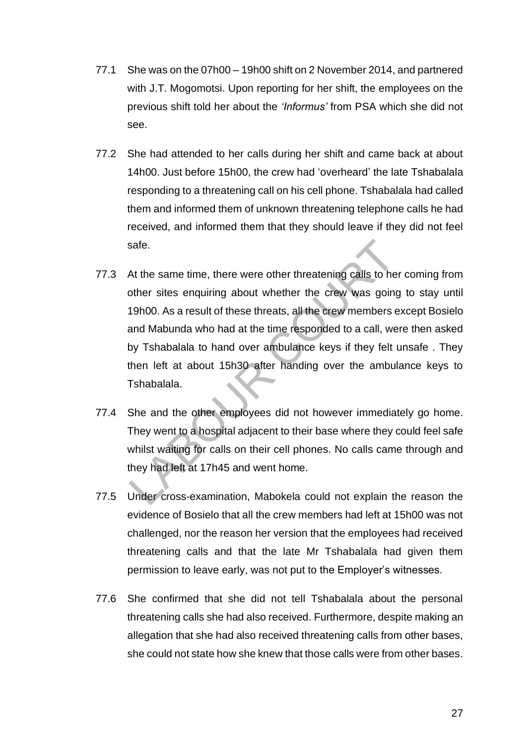77.1 She was on the 07h00 – 19h00 shift on 2 November 2014, and partnered with J.T. Mogomotsi. Upon reporting for her shift, the employees on the previous shift told her about the *'Informus'* from PSA which she did not see.

77.2 She had attended to her calls during her shift and came back at about 14h00. Just before 15h00, the crew had 'overheard' the late Tshabalala responding to a threatening call on his cell phone. Tshabalala had called them and informed them of unknown threatening telephone calls he had received, and informed them that they should leave if they did not feel safe.

77.3 At the same time, there were other threatening calls to her coming from other sites enquiring about whether the crew was going to stay until 19h00. As a result of these threats, all the crew members except Bosielo and Mabunda who had at the time responded to a call, were then asked by Tshabalala to hand over ambulance keys if they felt unsafe . They then left at about 15h30 after handing over the ambulance keys to Tshabalala.

77.4 She and the other employees did not however immediately go home. They went to a hospital adjacent to their base where they could feel safe whilst waiting for calls on their cell phones. No calls came through and they had left at 17h45 and went home.

77.5 Under cross-examination, Mabokela could not explain the reason the evidence of Bosielo that all the crew members had left at 15h00 was not challenged, nor the reason her version that the employees had received threatening calls and that the late Mr Tshabalala had given them permission to leave early, was not put to the Employer's witnesses.

77.6 She confirmed that she did not tell Tshabalala about the personal threatening calls she had also received. Furthermore, despite making an allegation that she had also received threatening calls from other bases, she could not state how she knew that those calls were from other bases.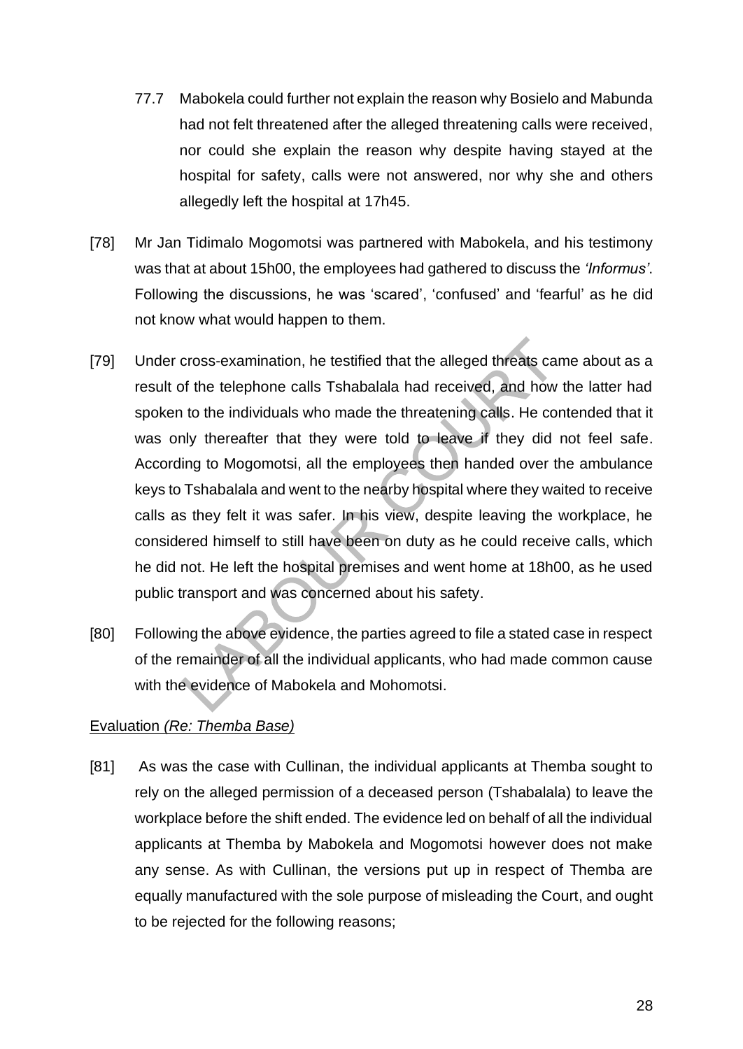77.7 Mabokela could further not explain the reason why Bosielo and Mabunda had not felt threatened after the alleged threatening calls were received, nor could she explain the reason why despite having stayed at the hospital for safety, calls were not answered, nor why she and others allegedly left the hospital at 17h45.

[78] Mr Jan Tidimalo Mogomotsi was partnered with Mabokela, and his testimony was that at about 15h00, the employees had gathered to discuss the *'Informus'*. Following the discussions, he was 'scared', 'confused' and 'fearful' as he did not know what would happen to them.

[79] Under cross-examination, he testified that the alleged threats came about as a result of the telephone calls Tshabalala had received, and how the latter had spoken to the individuals who made the threatening calls. He contended that it was only thereafter that they were told to leave if they did not feel safe. According to Mogomotsi, all the employees then handed over the ambulance keys to Tshabalala and went to the nearby hospital where they waited to receive calls as they felt it was safer. In his view, despite leaving the workplace, he considered himself to still have been on duty as he could receive calls, which he did not. He left the hospital premises and went home at 18h00, as he used public transport and was concerned about his safety.

[80] Following the above evidence, the parties agreed to file a stated case in respect of the remainder of all the individual applicants, who had made common cause with the evidence of Mabokela and Mohomotsi.

Evaluation *(Re: Themba Base)*

[81] As was the case with Cullinan, the individual applicants at Themba sought to rely on the alleged permission of a deceased person (Tshabalala) to leave the workplace before the shift ended. The evidence led on behalf of all the individual applicants at Themba by Mabokela and Mogomotsi however does not make any sense. As with Cullinan, the versions put up in respect of Themba are equally manufactured with the sole purpose of misleading the Court, and ought to be rejected for the following reasons;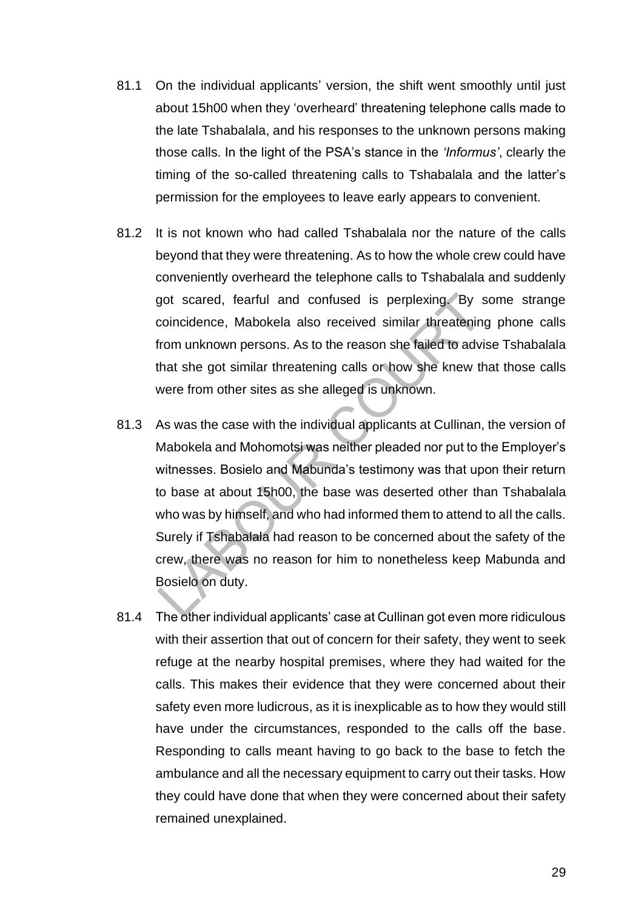81.1 On the individual applicants' version, the shift went smoothly until just about 15h00 when they 'overheard' threatening telephone calls made to the late Tshabalala, and his responses to the unknown persons making those calls. In the light of the PSA's stance in the *'Informus'*, clearly the timing of the so-called threatening calls to Tshabalala and the latter's permission for the employees to leave early appears to convenient.

81.2 It is not known who had called Tshabalala nor the nature of the calls beyond that they were threatening. As to how the whole crew could have conveniently overheard the telephone calls to Tshabalala and suddenly got scared, fearful and confused is perplexing. By some strange coincidence, Mabokela also received similar threatening phone calls from unknown persons. As to the reason she failed to advise Tshabalala that she got similar threatening calls or how she knew that those calls were from other sites as she alleged is unknown.

81.3 As was the case with the individual applicants at Cullinan, the version of Mabokela and Mohomotsi was neither pleaded nor put to the Employer's witnesses. Bosielo and Mabunda's testimony was that upon their return to base at about 15h00, the base was deserted other than Tshabalala who was by himself, and who had informed them to attend to all the calls. Surely if Tshabalala had reason to be concerned about the safety of the crew, there was no reason for him to nonetheless keep Mabunda and Bosielo on duty.

81.4 The other individual applicants' case at Cullinan got even more ridiculous with their assertion that out of concern for their safety, they went to seek refuge at the nearby hospital premises, where they had waited for the calls. This makes their evidence that they were concerned about their safety even more ludicrous, as it is inexplicable as to how they would still have under the circumstances, responded to the calls off the base. Responding to calls meant having to go back to the base to fetch the ambulance and all the necessary equipment to carry out their tasks. How they could have done that when they were concerned about their safety remained unexplained.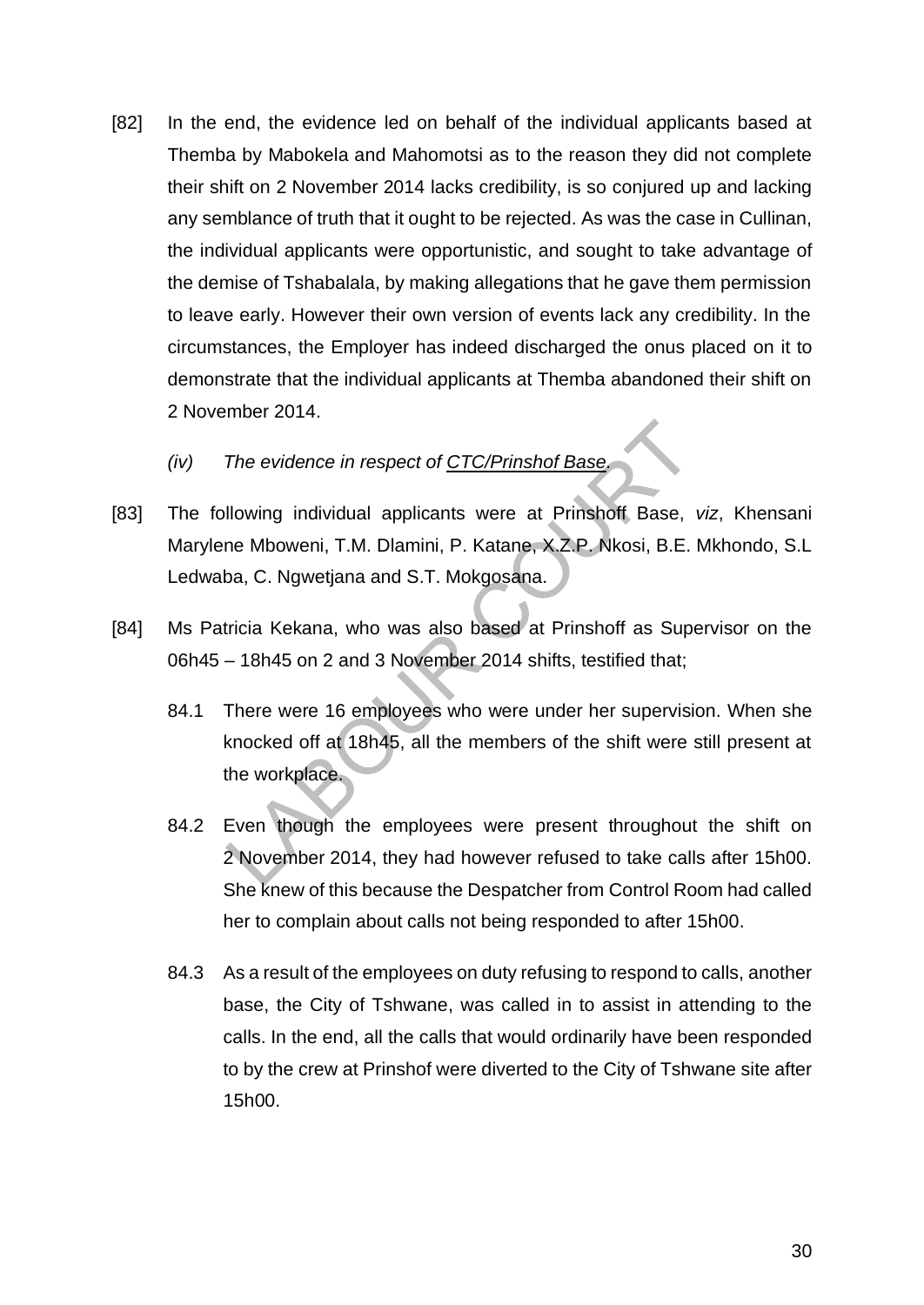[82] In the end, the evidence led on behalf of the individual applicants based at Themba by Mabokela and Mahomotsi as to the reason they did not complete their shift on 2 November 2014 lacks credibility, is so conjured up and lacking any semblance of truth that it ought to be rejected. As was the case in Cullinan, the individual applicants were opportunistic, and sought to take advantage of the demise of Tshabalala, by making allegations that he gave them permission to leave early. However their own version of events lack any credibility. In the circumstances, the Employer has indeed discharged the onus placed on it to demonstrate that the individual applicants at Themba abandoned their shift on 2 November 2014.

*(iv) The evidence in respect of <u>CTC/Prinshof Base</u>.*

[83] The following individual applicants were at Prinshoff Base, *viz*, Khensani Marylene Mboweni, T.M. Dlamini, P. Katane, X.Z.P. Nkosi, B.E. Mkhondo, S.L Ledwaba, C. Ngwetjana and S.T. Mokgosana.

[84] Ms Patricia Kekana, who was also based at Prinshoff as Supervisor on the 06h45 – 18h45 on 2 and 3 November 2014 shifts, testified that;

84.1 There were 16 employees who were under her supervision. When she knocked off at 18h45, all the members of the shift were still present at the workplace.

84.2 Even though the employees were present throughout the shift on 2 November 2014, they had however refused to take calls after 15h00. She knew of this because the Despatcher from Control Room had called her to complain about calls not being responded to after 15h00.

84.3 As a result of the employees on duty refusing to respond to calls, another base, the City of Tshwane, was called in to assist in attending to the calls. In the end, all the calls that would ordinarily have been responded to by the crew at Prinshof were diverted to the City of Tshwane site after 15h00.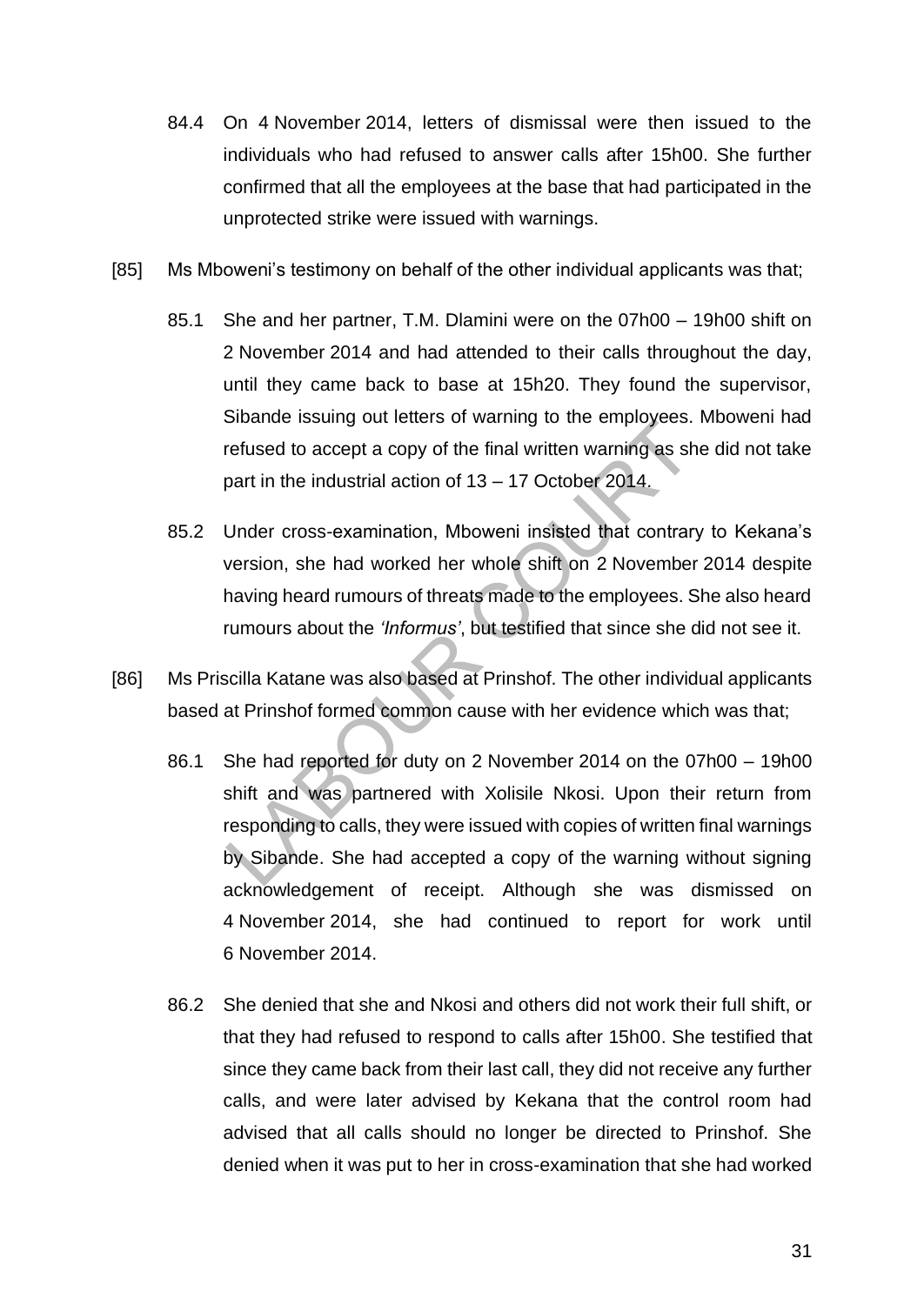84.4 On 4 November 2014, letters of dismissal were then issued to the individuals who had refused to answer calls after 15h00. She further confirmed that all the employees at the base that had participated in the unprotected strike were issued with warnings.

[85] Ms Mboweni's testimony on behalf of the other individual applicants was that;

85.1 She and her partner, T.M. Dlamini were on the 07h00 – 19h00 shift on 2 November 2014 and had attended to their calls throughout the day, until they came back to base at 15h20. They found the supervisor, Sibande issuing out letters of warning to the employees. Mboweni had refused to accept a copy of the final written warning as she did not take part in the industrial action of 13 – 17 October 2014.

85.2 Under cross-examination, Mboweni insisted that contrary to Kekana's version, she had worked her whole shift on 2 November 2014 despite having heard rumours of threats made to the employees. She also heard rumours about the *'Informus'*, but testified that since she did not see it.

[86] Ms Priscilla Katane was also based at Prinshof. The other individual applicants based at Prinshof formed common cause with her evidence which was that;

86.1 She had reported for duty on 2 November 2014 on the 07h00 – 19h00 shift and was partnered with Xolisile Nkosi. Upon their return from responding to calls, they were issued with copies of written final warnings by Sibande. She had accepted a copy of the warning without signing acknowledgement of receipt. Although she was dismissed on 4 November 2014, she had continued to report for work until 6 November 2014.

86.2 She denied that she and Nkosi and others did not work their full shift, or that they had refused to respond to calls after 15h00. She testified that since they came back from their last call, they did not receive any further calls, and were later advised by Kekana that the control room had advised that all calls should no longer be directed to Prinshof. She denied when it was put to her in cross-examination that she had worked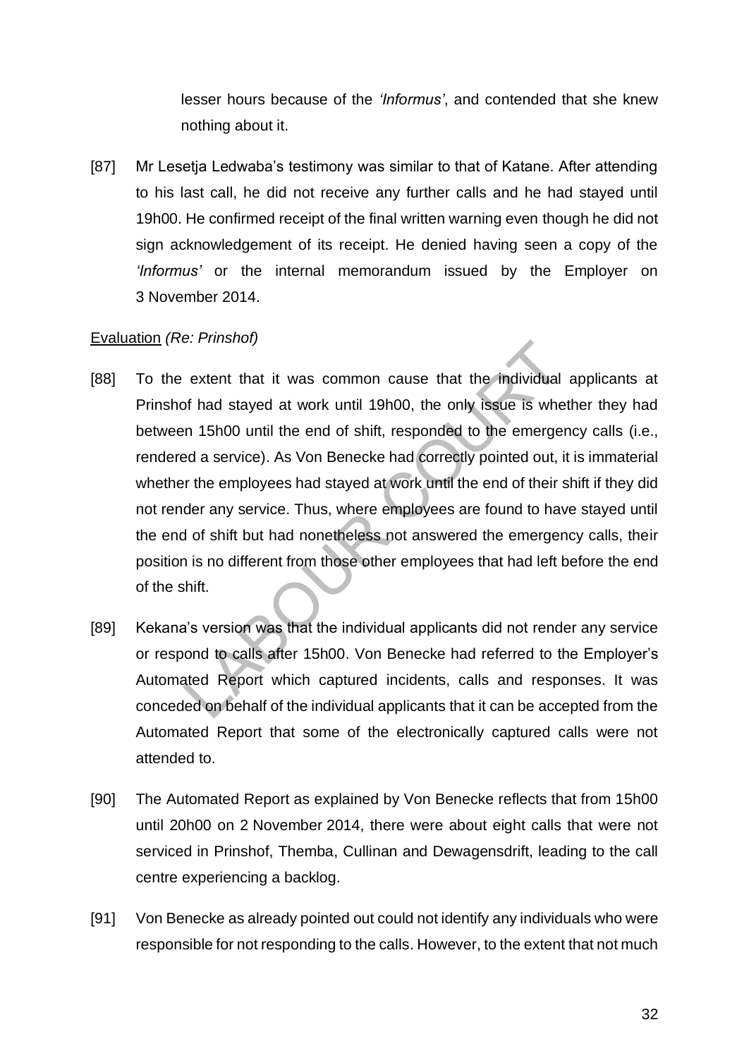lesser hours because of the *'Informus'*, and contended that she knew nothing about it.

[87] Mr Lesetja Ledwaba's testimony was similar to that of Katane. After attending to his last call, he did not receive any further calls and he had stayed until 19h00. He confirmed receipt of the final written warning even though he did not sign acknowledgement of its receipt. He denied having seen a copy of the *'Informus'* or the internal memorandum issued by the Employer on 3 November 2014.

Evaluation *(Re: Prinshof)*

[88] To the extent that it was common cause that the individual applicants at Prinshof had stayed at work until 19h00, the only issue is whether they had between 15h00 until the end of shift, responded to the emergency calls (i.e., rendered a service). As Von Benecke had correctly pointed out, it is immaterial whether the employees had stayed at work until the end of their shift if they did not render any service. Thus, where employees are found to have stayed until the end of shift but had nonetheless not answered the emergency calls, their position is no different from those other employees that had left before the end of the shift.

[89] Kekana's version was that the individual applicants did not render any service or respond to calls after 15h00. Von Benecke had referred to the Employer's Automated Report which captured incidents, calls and responses. It was conceded on behalf of the individual applicants that it can be accepted from the Automated Report that some of the electronically captured calls were not attended to.

[90] The Automated Report as explained by Von Benecke reflects that from 15h00 until 20h00 on 2 November 2014, there were about eight calls that were not serviced in Prinshof, Themba, Cullinan and Dewagensdrift, leading to the call centre experiencing a backlog.

[91] Von Benecke as already pointed out could not identify any individuals who were responsible for not responding to the calls. However, to the extent that not much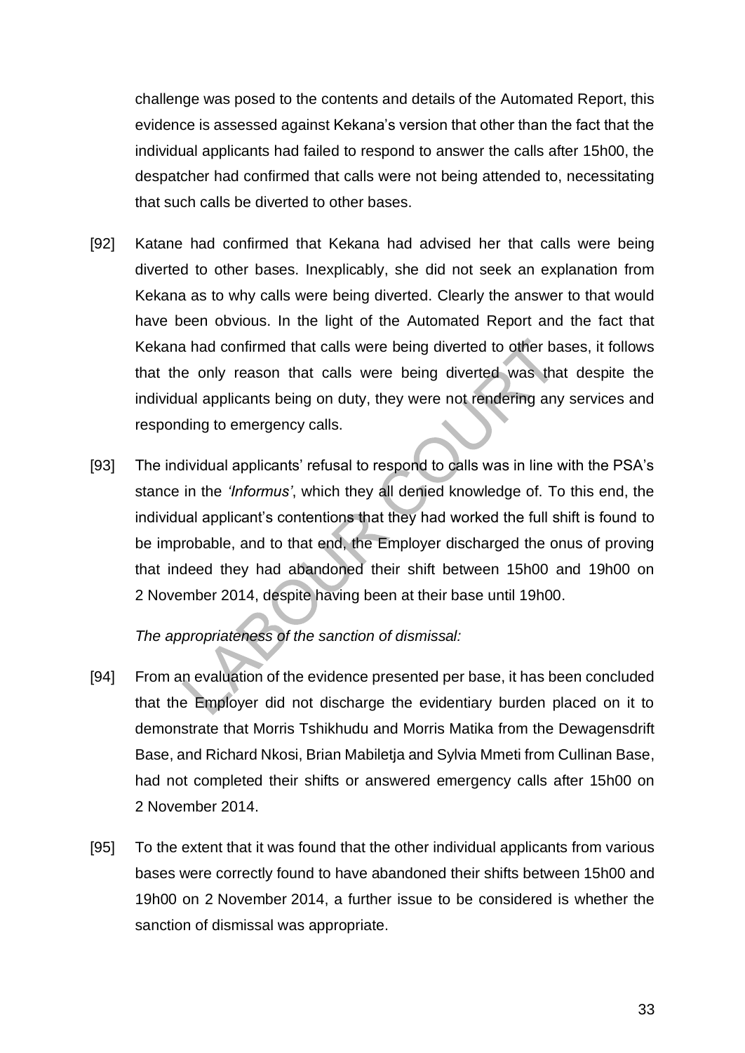challenge was posed to the contents and details of the Automated Report, this evidence is assessed against Kekana's version that other than the fact that the individual applicants had failed to respond to answer the calls after 15h00, the despatcher had confirmed that calls were not being attended to, necessitating that such calls be diverted to other bases.

[92] Katane had confirmed that Kekana had advised her that calls were being diverted to other bases. Inexplicably, she did not seek an explanation from Kekana as to why calls were being diverted. Clearly the answer to that would have been obvious. In the light of the Automated Report and the fact that Kekana had confirmed that calls were being diverted to other bases, it follows that the only reason that calls were being diverted was that despite the individual applicants being on duty, they were not rendering any services and responding to emergency calls.

[93] The individual applicants' refusal to respond to calls was in line with the PSA's stance in the *'Informus'*, which they all denied knowledge of. To this end, the individual applicant's contentions that they had worked the full shift is found to be improbable, and to that end, the Employer discharged the onus of proving that indeed they had abandoned their shift between 15h00 and 19h00 on 2 November 2014, despite having been at their base until 19h00.

*The appropriateness of the sanction of dismissal:*

[94] From an evaluation of the evidence presented per base, it has been concluded that the Employer did not discharge the evidentiary burden placed on it to demonstrate that Morris Tshikhudu and Morris Matika from the Dewagensdrift Base, and Richard Nkosi, Brian Mabiletja and Sylvia Mmeti from Cullinan Base, had not completed their shifts or answered emergency calls after 15h00 on 2 November 2014.

[95] To the extent that it was found that the other individual applicants from various bases were correctly found to have abandoned their shifts between 15h00 and 19h00 on 2 November 2014, a further issue to be considered is whether the sanction of dismissal was appropriate.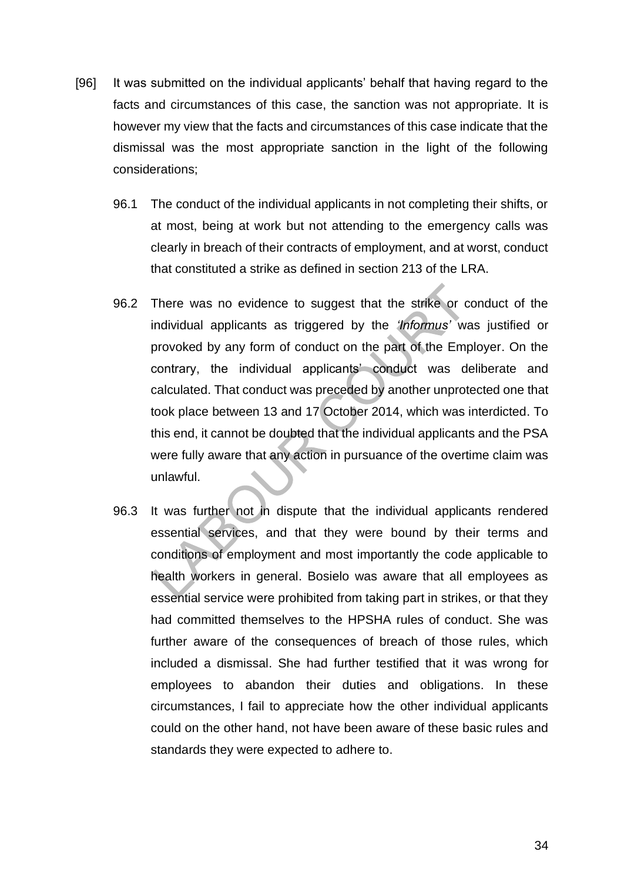[96] It was submitted on the individual applicants' behalf that having regard to the facts and circumstances of this case, the sanction was not appropriate. It is however my view that the facts and circumstances of this case indicate that the dismissal was the most appropriate sanction in the light of the following considerations;

96.1 The conduct of the individual applicants in not completing their shifts, or at most, being at work but not attending to the emergency calls was clearly in breach of their contracts of employment, and at worst, conduct that constituted a strike as defined in section 213 of the LRA.

96.2 There was no evidence to suggest that the strike or conduct of the individual applicants as triggered by the *'Informus'* was justified or provoked by any form of conduct on the part of the Employer. On the contrary, the individual applicants' conduct was deliberate and calculated. That conduct was preceded by another unprotected one that took place between 13 and 17 October 2014, which was interdicted. To this end, it cannot be doubted that the individual applicants and the PSA were fully aware that any action in pursuance of the overtime claim was unlawful.

96.3 It was further not in dispute that the individual applicants rendered essential services, and that they were bound by their terms and conditions of employment and most importantly the code applicable to health workers in general. Bosielo was aware that all employees as essential service were prohibited from taking part in strikes, or that they had committed themselves to the HPSHA rules of conduct. She was further aware of the consequences of breach of those rules, which included a dismissal. She had further testified that it was wrong for employees to abandon their duties and obligations. In these circumstances, I fail to appreciate how the other individual applicants could on the other hand, not have been aware of these basic rules and standards they were expected to adhere to.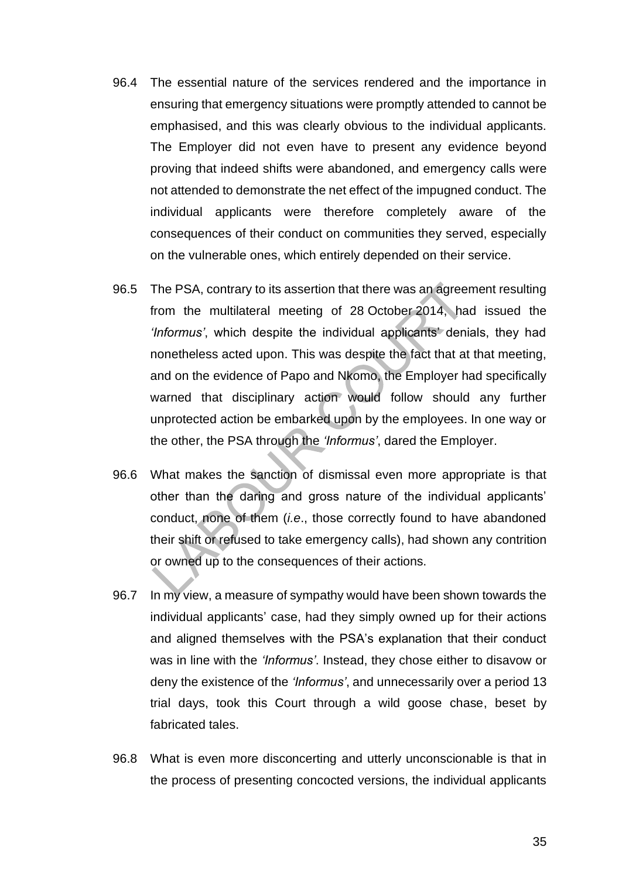96.4 The essential nature of the services rendered and the importance in ensuring that emergency situations were promptly attended to cannot be emphasised, and this was clearly obvious to the individual applicants. The Employer did not even have to present any evidence beyond proving that indeed shifts were abandoned, and emergency calls were not attended to demonstrate the net effect of the impugned conduct. The individual applicants were therefore completely aware of the consequences of their conduct on communities they served, especially on the vulnerable ones, which entirely depended on their service.

96.5 The PSA, contrary to its assertion that there was an agreement resulting from the multilateral meeting of 28 October 2014, had issued the *'Informus'*, which despite the individual applicants' denials, they had nonetheless acted upon. This was despite the fact that at that meeting, and on the evidence of Papo and Nkomo, the Employer had specifically warned that disciplinary action would follow should any further unprotected action be embarked upon by the employees. In one way or the other, the PSA through the *'Informus'*, dared the Employer.

96.6 What makes the sanction of dismissal even more appropriate is that other than the daring and gross nature of the individual applicants' conduct, none of them (*i.e*., those correctly found to have abandoned their shift or refused to take emergency calls), had shown any contrition or owned up to the consequences of their actions.

96.7 In my view, a measure of sympathy would have been shown towards the individual applicants' case, had they simply owned up for their actions and aligned themselves with the PSA's explanation that their conduct was in line with the *'Informus'*. Instead, they chose either to disavow or deny the existence of the *'Informus'*, and unnecessarily over a period 13 trial days, took this Court through a wild goose chase, beset by fabricated tales.

96.8 What is even more disconcerting and utterly unconscionable is that in the process of presenting concocted versions, the individual applicants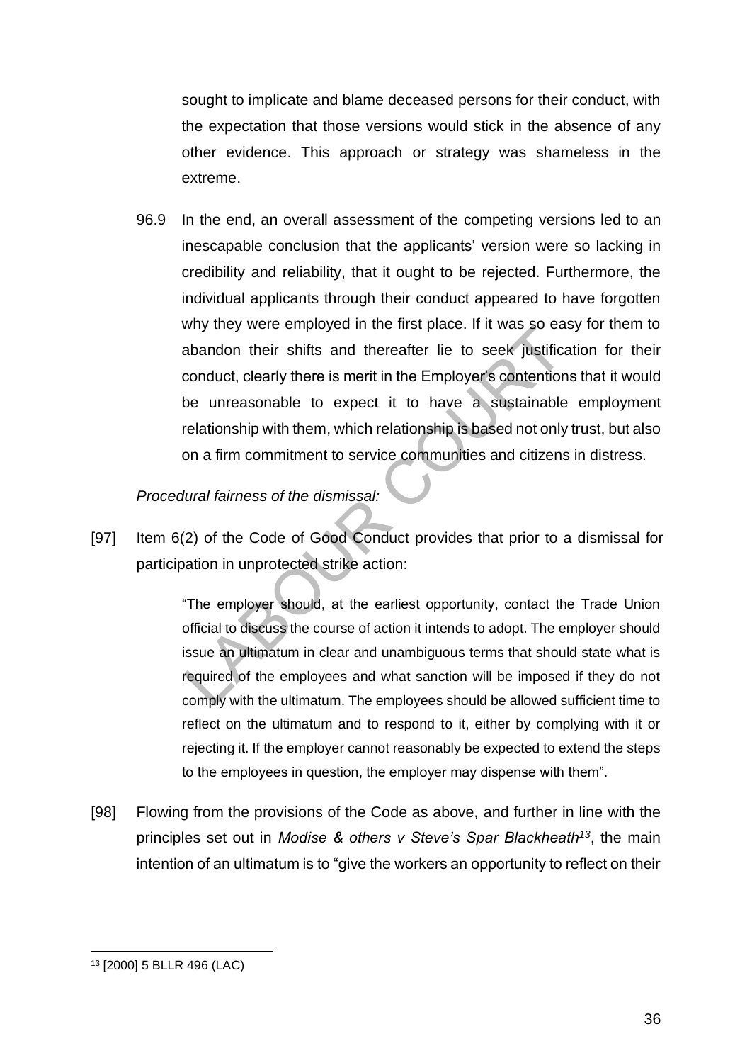sought to implicate and blame deceased persons for their conduct, with the expectation that those versions would stick in the absence of any other evidence. This approach or strategy was shameless in the extreme.

96.9 In the end, an overall assessment of the competing versions led to an inescapable conclusion that the applicants' version were so lacking in credibility and reliability, that it ought to be rejected. Furthermore, the individual applicants through their conduct appeared to have forgotten why they were employed in the first place. If it was so easy for them to abandon their shifts and thereafter lie to seek justification for their conduct, clearly there is merit in the Employer's contentions that it would be unreasonable to expect it to have a sustainable employment relationship with them, which relationship is based not only trust, but also on a firm commitment to service communities and citizens in distress.

*Procedural fairness of the dismissal:*

[97] Item 6(2) of the Code of Good Conduct provides that prior to a dismissal for participation in unprotected strike action:

> "The employer should, at the earliest opportunity, contact the Trade Union official to discuss the course of action it intends to adopt. The employer should issue an ultimatum in clear and unambiguous terms that should state what is required of the employees and what sanction will be imposed if they do not comply with the ultimatum. The employees should be allowed sufficient time to reflect on the ultimatum and to respond to it, either by complying with it or rejecting it. If the employer cannot reasonably be expected to extend the steps to the employees in question, the employer may dispense with them".

[98] Flowing from the provisions of the Code as above, and further in line with the principles set out in *Modise & others v Steve's Spar Blackheath*[13], the main intention of an ultimatum is to "give the workers an opportunity to reflect on their

---

[13] [2000] 5 BLLR 496 (LAC)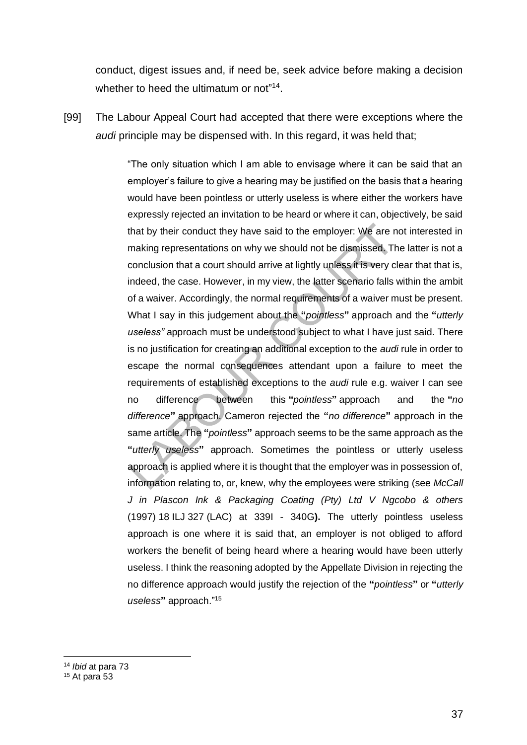conduct, digest issues and, if need be, seek advice before making a decision whether to heed the ultimatum or not"[14].

[99] The Labour Appeal Court had accepted that there were exceptions where the *audi* principle may be dispensed with. In this regard, it was held that;

> "The only situation which I am able to envisage where it can be said that an employer's failure to give a hearing may be justified on the basis that a hearing would have been pointless or utterly useless is where either the workers have expressly rejected an invitation to be heard or where it can, objectively, be said that by their conduct they have said to the employer: We are not interested in making representations on why we should not be dismissed. The latter is not a conclusion that a court should arrive at lightly unless it is very clear that that is, indeed, the case. However, in my view, the latter scenario falls within the ambit of a waiver. Accordingly, the normal requirements of a waiver must be present. What I say in this judgement about the **"***pointless***"** approach and the **"***utterly useless"* approach must be understood subject to what I have just said. There is no justification for creating an additional exception to the *audi* rule in order to escape the normal consequences attendant upon a failure to meet the requirements of established exceptions to the *audi* rule e.g. waiver I can see no difference between this **"***pointless***"** approach and the **"***no difference***"** approach. Cameron rejected the **"***no difference***"** approach in the same article. The **"***pointless***"** approach seems to be the same approach as the **"***utterly useless***"** approach. Sometimes the pointless or utterly useless approach is applied where it is thought that the employer was in possession of, information relating to, or, knew, why the employees were striking (see *McCall J in Plascon Ink & Packaging Coating (Pty) Ltd V Ngcobo & others* (1997) 18 ILJ 327 (LAC) at 339I - 340G**).** The utterly pointless useless approach is one where it is said that, an employer is not obliged to afford workers the benefit of being heard where a hearing would have been utterly useless. I think the reasoning adopted by the Appellate Division in rejecting the no difference approach would justify the rejection of the **"***pointless***"** or **"***utterly useless***"** approach."[15]

---

[14] *Ibid* at para 73

[15] At para 53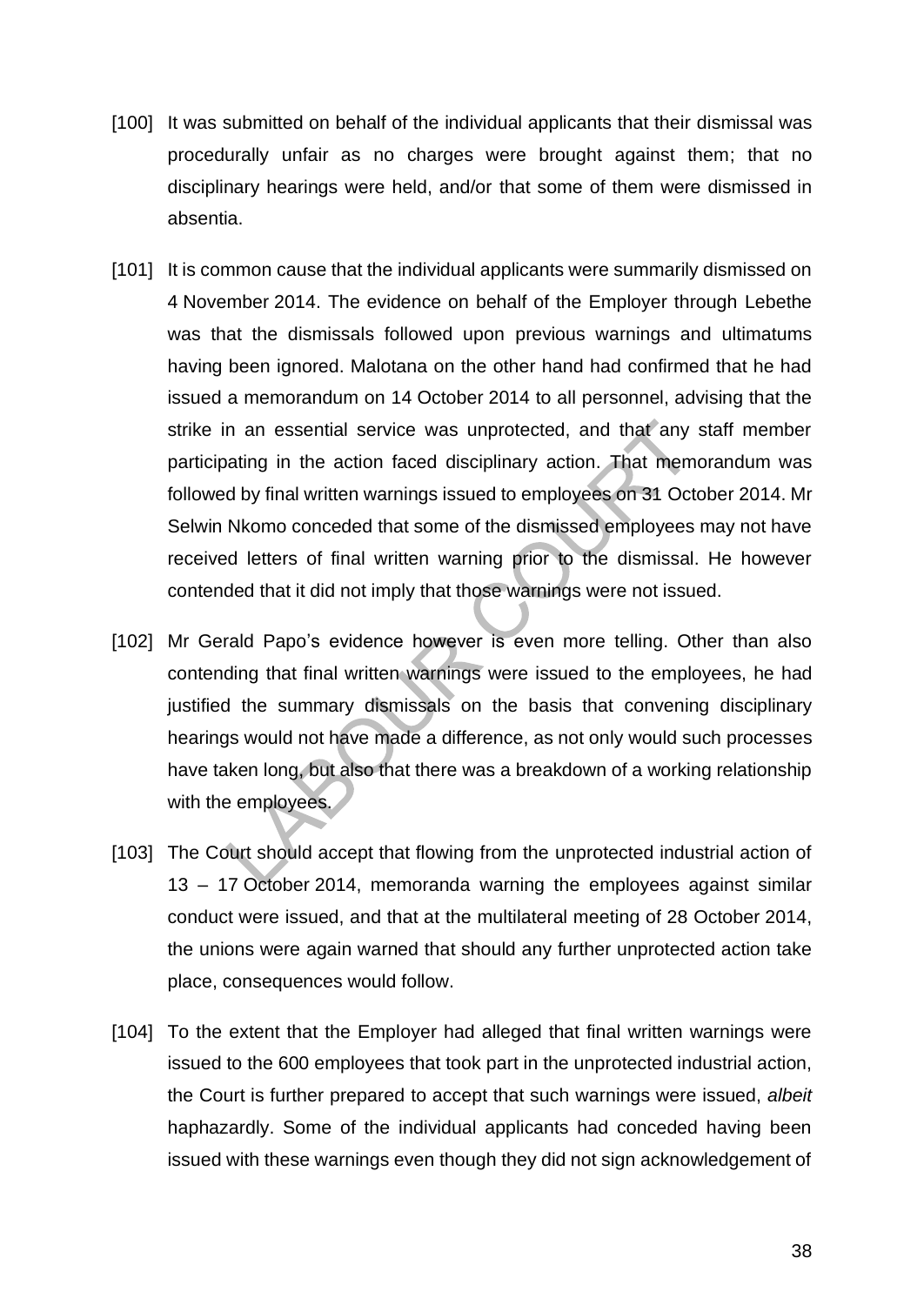[100] It was submitted on behalf of the individual applicants that their dismissal was procedurally unfair as no charges were brought against them; that no disciplinary hearings were held, and/or that some of them were dismissed in absentia.

[101] It is common cause that the individual applicants were summarily dismissed on 4 November 2014. The evidence on behalf of the Employer through Lebethe was that the dismissals followed upon previous warnings and ultimatums having been ignored. Malotana on the other hand had confirmed that he had issued a memorandum on 14 October 2014 to all personnel, advising that the strike in an essential service was unprotected, and that any staff member participating in the action faced disciplinary action. That memorandum was followed by final written warnings issued to employees on 31 October 2014. Mr Selwin Nkomo conceded that some of the dismissed employees may not have received letters of final written warning prior to the dismissal. He however contended that it did not imply that those warnings were not issued.

[102] Mr Gerald Papo's evidence however is even more telling. Other than also contending that final written warnings were issued to the employees, he had justified the summary dismissals on the basis that convening disciplinary hearings would not have made a difference, as not only would such processes have taken long, but also that there was a breakdown of a working relationship with the employees.

[103] The Court should accept that flowing from the unprotected industrial action of 13 – 17 October 2014, memoranda warning the employees against similar conduct were issued, and that at the multilateral meeting of 28 October 2014, the unions were again warned that should any further unprotected action take place, consequences would follow.

[104] To the extent that the Employer had alleged that final written warnings were issued to the 600 employees that took part in the unprotected industrial action, the Court is further prepared to accept that such warnings were issued, *albeit* haphazardly. Some of the individual applicants had conceded having been issued with these warnings even though they did not sign acknowledgement of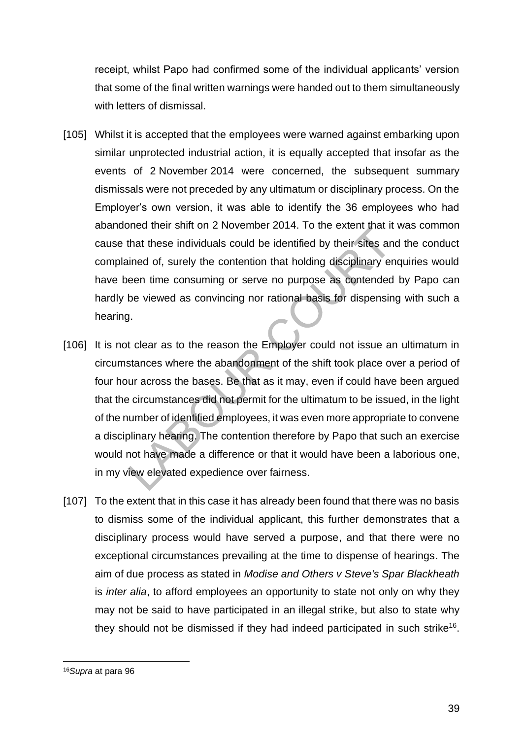receipt, whilst Papo had confirmed some of the individual applicants' version that some of the final written warnings were handed out to them simultaneously with letters of dismissal.

[105] Whilst it is accepted that the employees were warned against embarking upon similar unprotected industrial action, it is equally accepted that insofar as the events of 2 November 2014 were concerned, the subsequent summary dismissals were not preceded by any ultimatum or disciplinary process. On the Employer's own version, it was able to identify the 36 employees who had abandoned their shift on 2 November 2014. To the extent that it was common cause that these individuals could be identified by their sites and the conduct complained of, surely the contention that holding disciplinary enquiries would have been time consuming or serve no purpose as contended by Papo can hardly be viewed as convincing nor rational basis for dispensing with such a hearing.

[106] It is not clear as to the reason the Employer could not issue an ultimatum in circumstances where the abandonment of the shift took place over a period of four hour across the bases. Be that as it may, even if could have been argued that the circumstances did not permit for the ultimatum to be issued, in the light of the number of identified employees, it was even more appropriate to convene a disciplinary hearing. The contention therefore by Papo that such an exercise would not have made a difference or that it would have been a laborious one, in my view elevated expedience over fairness.

[107] To the extent that in this case it has already been found that there was no basis to dismiss some of the individual applicant, this further demonstrates that a disciplinary process would have served a purpose, and that there were no exceptional circumstances prevailing at the time to dispense of hearings. The aim of due process as stated in *Modise and Others v Steve's Spar Blackheath* is *inter alia*, to afford employees an opportunity to state not only on why they may not be said to have participated in an illegal strike, but also to state why they should not be dismissed if they had indeed participated in such strike[16].

---

[16] *Supra* at para 96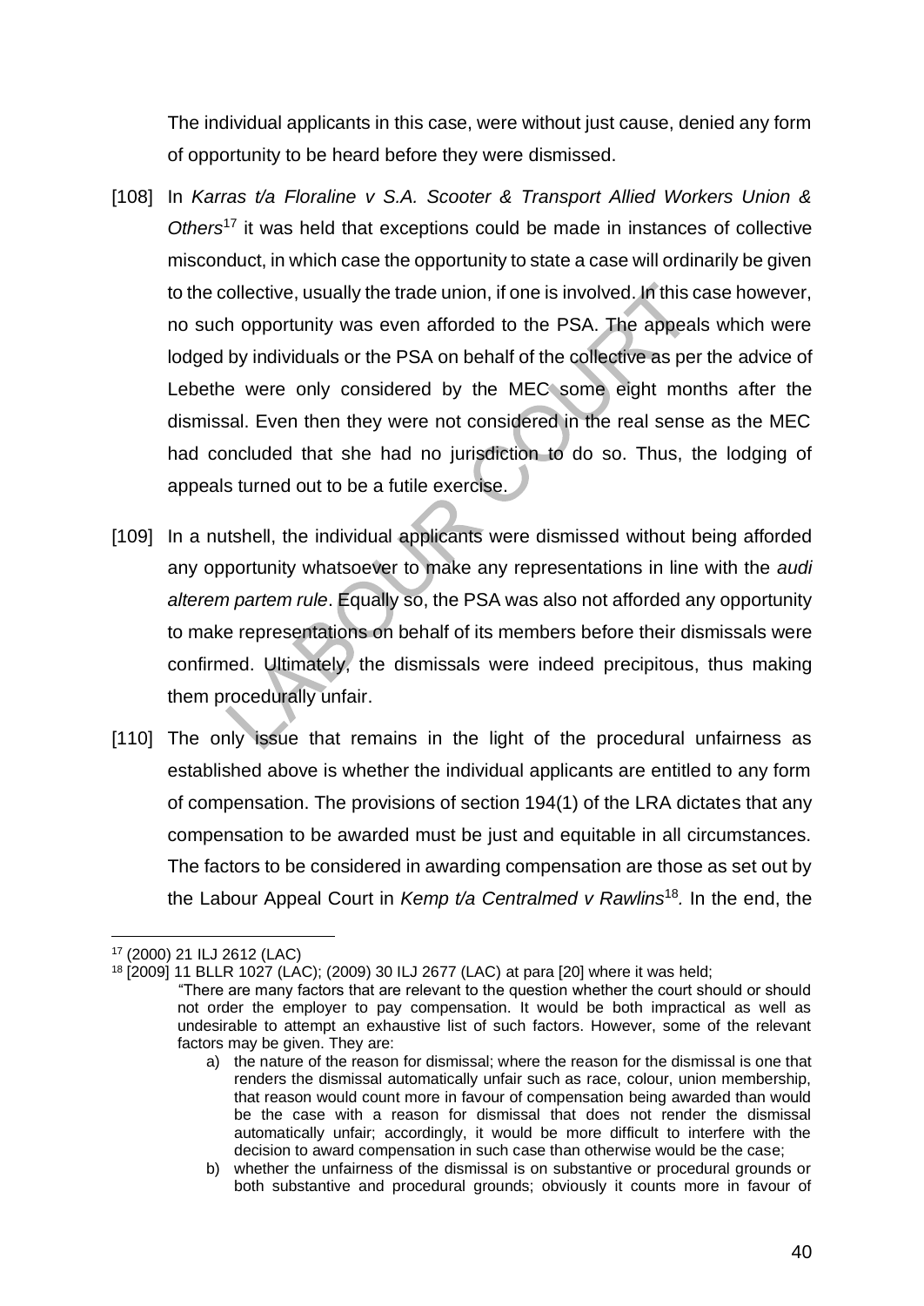The individual applicants in this case, were without just cause, denied any form of opportunity to be heard before they were dismissed.

[108] In *Karras t/a Floraline v S.A. Scooter & Transport Allied Workers Union & Others*[17] it was held that exceptions could be made in instances of collective misconduct, in which case the opportunity to state a case will ordinarily be given to the collective, usually the trade union, if one is involved. In this case however, no such opportunity was even afforded to the PSA. The appeals which were lodged by individuals or the PSA on behalf of the collective as per the advice of Lebethe were only considered by the MEC some eight months after the dismissal. Even then they were not considered in the real sense as the MEC had concluded that she had no jurisdiction to do so. Thus, the lodging of appeals turned out to be a futile exercise.

[109] In a nutshell, the individual applicants were dismissed without being afforded any opportunity whatsoever to make any representations in line with the *audi alterem partem rule*. Equally so, the PSA was also not afforded any opportunity to make representations on behalf of its members before their dismissals were confirmed. Ultimately, the dismissals were indeed precipitous, thus making them procedurally unfair.

[110] The only issue that remains in the light of the procedural unfairness as established above is whether the individual applicants are entitled to any form of compensation. The provisions of section 194(1) of the LRA dictates that any compensation to be awarded must be just and equitable in all circumstances. The factors to be considered in awarding compensation are those as set out by the Labour Appeal Court in *Kemp t/a Centralmed v Rawlins*[18]. In the end, the

---

[17] (2000) 21 ILJ 2612 (LAC)

[18] [2009] 11 BLLR 1027 (LAC); (2009) 30 ILJ 2677 (LAC) at para [20] where it was held;

"There are many factors that are relevant to the question whether the court should or should not order the employer to pay compensation. It would be both impractical as well as undesirable to attempt an exhaustive list of such factors. However, some of the relevant factors may be given. They are:

a) the nature of the reason for dismissal; where the reason for the dismissal is one that renders the dismissal automatically unfair such as race, colour, union membership, that reason would count more in favour of compensation being awarded than would be the case with a reason for dismissal that does not render the dismissal automatically unfair; accordingly, it would be more difficult to interfere with the decision to award compensation in such case than otherwise would be the case;

b) whether the unfairness of the dismissal is on substantive or procedural grounds or both substantive and procedural grounds; obviously it counts more in favour of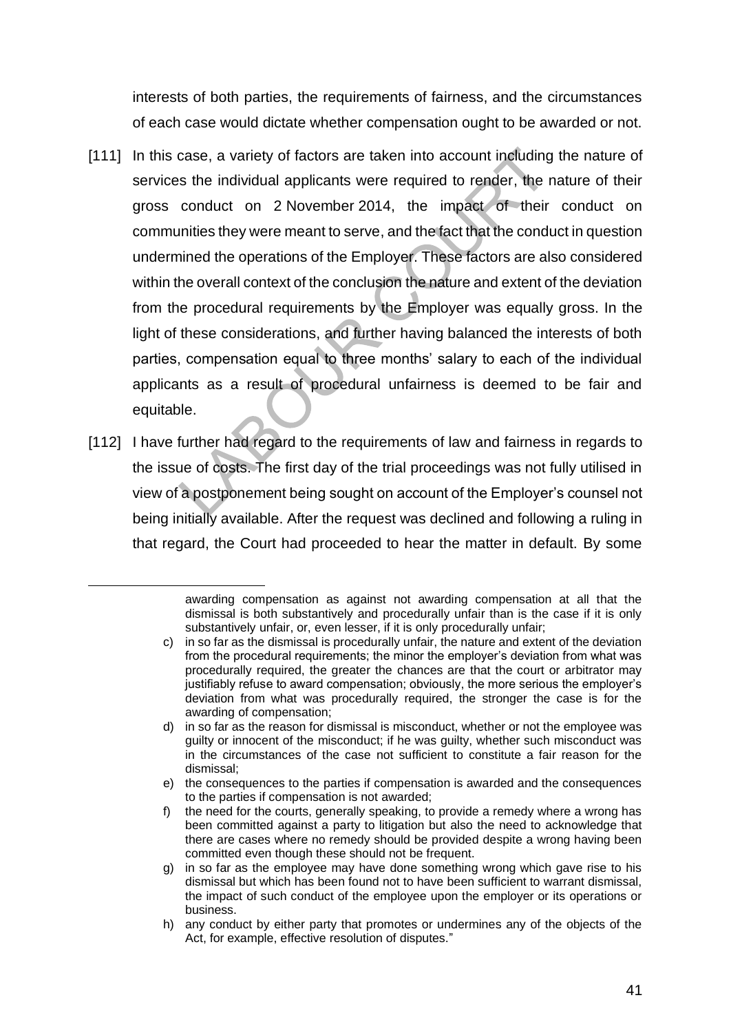interests of both parties, the requirements of fairness, and the circumstances of each case would dictate whether compensation ought to be awarded or not.

[111] In this case, a variety of factors are taken into account including the nature of services the individual applicants were required to render, the nature of their gross conduct on 2 November 2014, the impact of their conduct on communities they were meant to serve, and the fact that the conduct in question undermined the operations of the Employer. These factors are also considered within the overall context of the conclusion the nature and extent of the deviation from the procedural requirements by the Employer was equally gross. In the light of these considerations, and further having balanced the interests of both parties, compensation equal to three months' salary to each of the individual applicants as a result of procedural unfairness is deemed to be fair and equitable.

[112] I have further had regard to the requirements of law and fairness in regards to the issue of costs. The first day of the trial proceedings was not fully utilised in view of a postponement being sought on account of the Employer's counsel not being initially available. After the request was declined and following a ruling in that regard, the Court had proceeded to hear the matter in default. By some

---

awarding compensation as against not awarding compensation at all that the dismissal is both substantively and procedurally unfair than is the case if it is only substantively unfair, or, even lesser, if it is only procedurally unfair;

c) in so far as the dismissal is procedurally unfair, the nature and extent of the deviation from the procedural requirements; the minor the employer's deviation from what was procedurally required, the greater the chances are that the court or arbitrator may justifiably refuse to award compensation; obviously, the more serious the employer's deviation from what was procedurally required, the stronger the case is for the awarding of compensation;

d) in so far as the reason for dismissal is misconduct, whether or not the employee was guilty or innocent of the misconduct; if he was guilty, whether such misconduct was in the circumstances of the case not sufficient to constitute a fair reason for the dismissal;

e) the consequences to the parties if compensation is awarded and the consequences to the parties if compensation is not awarded;

f) the need for the courts, generally speaking, to provide a remedy where a wrong has been committed against a party to litigation but also the need to acknowledge that there are cases where no remedy should be provided despite a wrong having been committed even though these should not be frequent.

g) in so far as the employee may have done something wrong which gave rise to his dismissal but which has been found not to have been sufficient to warrant dismissal, the impact of such conduct of the employee upon the employer or its operations or business.

h) any conduct by either party that promotes or undermines any of the objects of the Act, for example, effective resolution of disputes."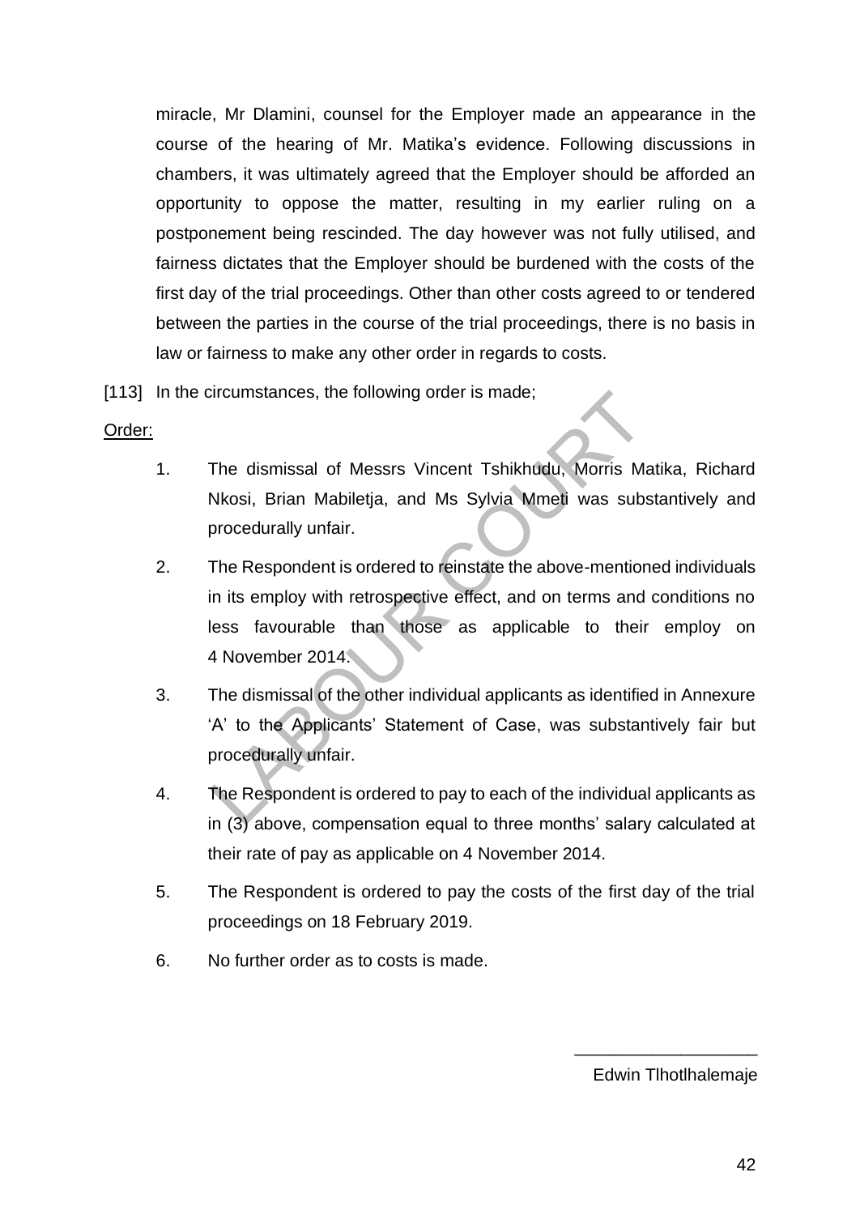miracle, Mr Dlamini, counsel for the Employer made an appearance in the course of the hearing of Mr. Matika's evidence. Following discussions in chambers, it was ultimately agreed that the Employer should be afforded an opportunity to oppose the matter, resulting in my earlier ruling on a postponement being rescinded. The day however was not fully utilised, and fairness dictates that the Employer should be burdened with the costs of the first day of the trial proceedings. Other than other costs agreed to or tendered between the parties in the course of the trial proceedings, there is no basis in law or fairness to make any other order in regards to costs.

[113] In the circumstances, the following order is made;

Order:

1. The dismissal of Messrs Vincent Tshikhudu, Morris Matika, Richard Nkosi, Brian Mabiletja, and Ms Sylvia Mmeti was substantively and procedurally unfair.

2. The Respondent is ordered to reinstate the above-mentioned individuals in its employ with retrospective effect, and on terms and conditions no less favourable than those as applicable to their employ on 4 November 2014.

3. The dismissal of the other individual applicants as identified in Annexure 'A' to the Applicants' Statement of Case, was substantively fair but procedurally unfair.

4. The Respondent is ordered to pay to each of the individual applicants as in (3) above, compensation equal to three months' salary calculated at their rate of pay as applicable on 4 November 2014.

5. The Respondent is ordered to pay the costs of the first day of the trial proceedings on 18 February 2019.

6. No further order as to costs is made.

\_\_\_\_\_\_\_\_\_\_\_\_\_\_\_\_\_\_\_\_

Edwin Tlhotlhalemaje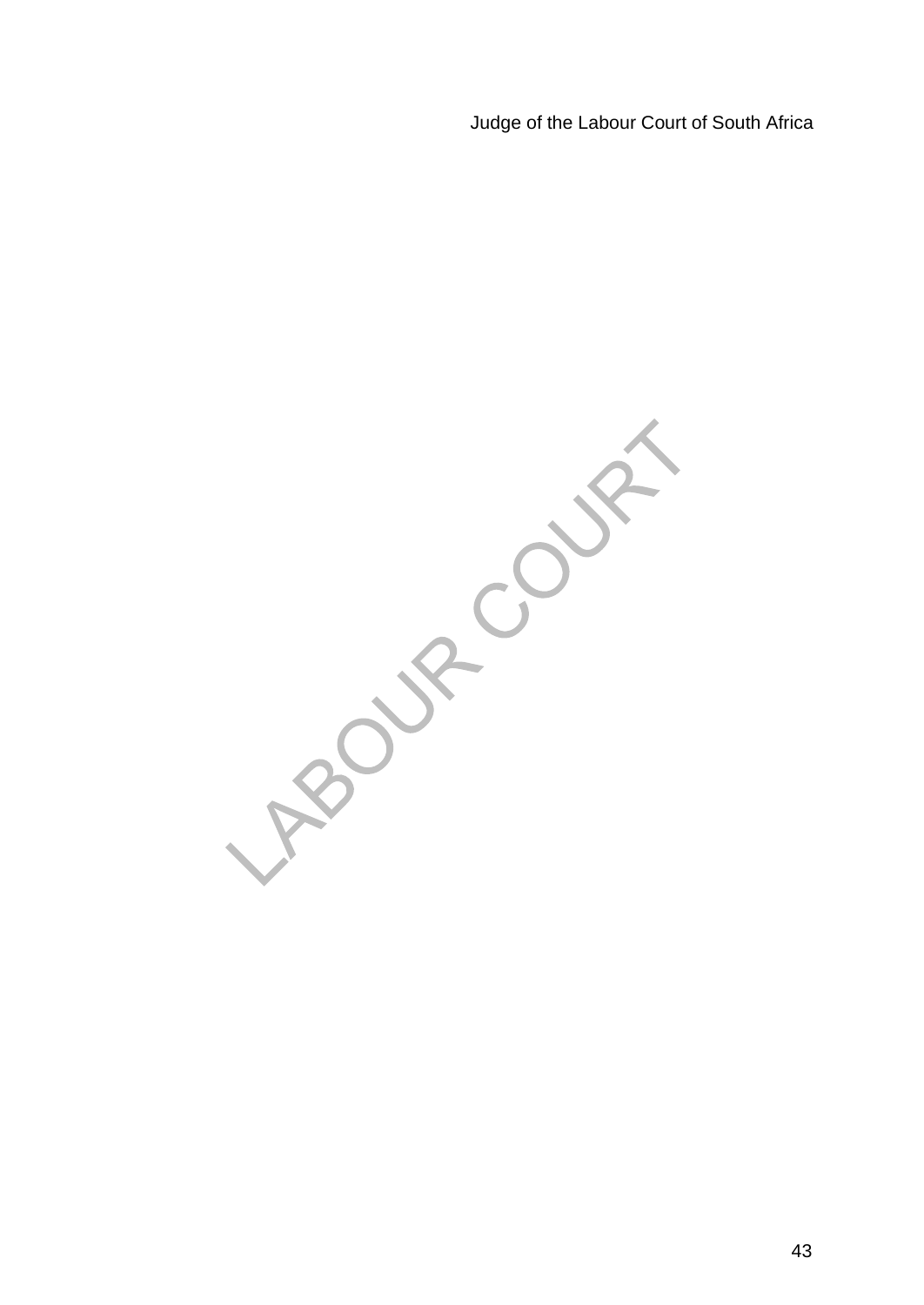Judge of the Labour Court of South Africa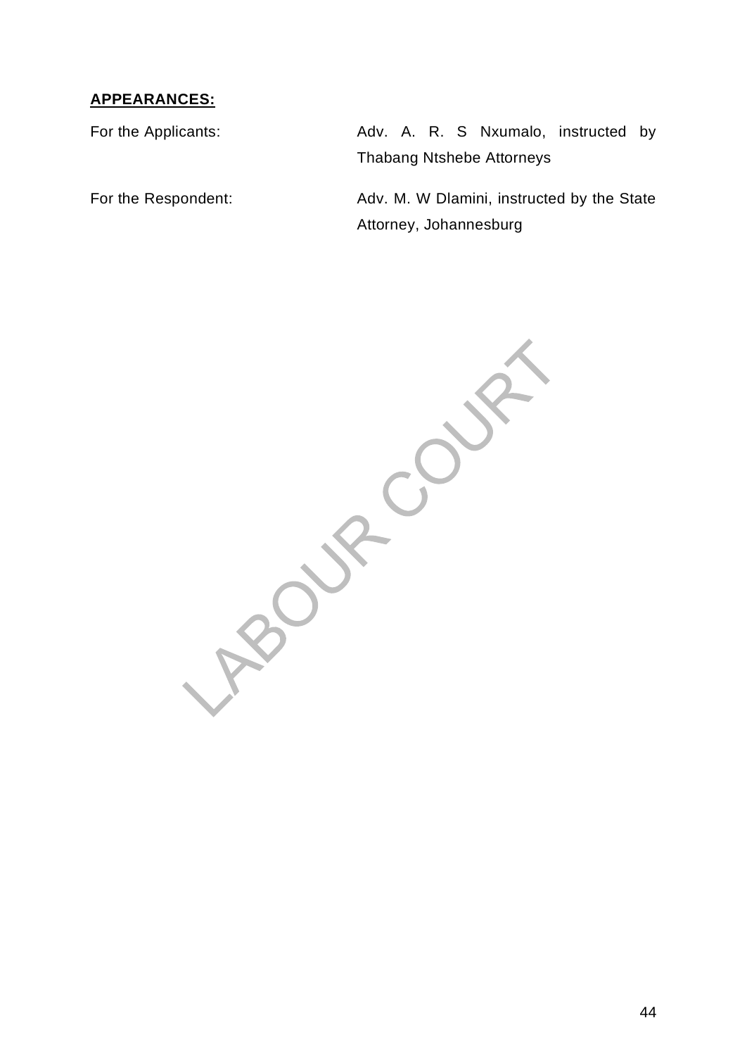**APPEARANCES:**

| | |
|---|---|
| For the Applicants: | Adv. A. R. S Nxumalo, instructed by Thabang Ntshebe Attorneys |
| For the Respondent: | Adv. M. W Dlamini, instructed by the State Attorney, Johannesburg |